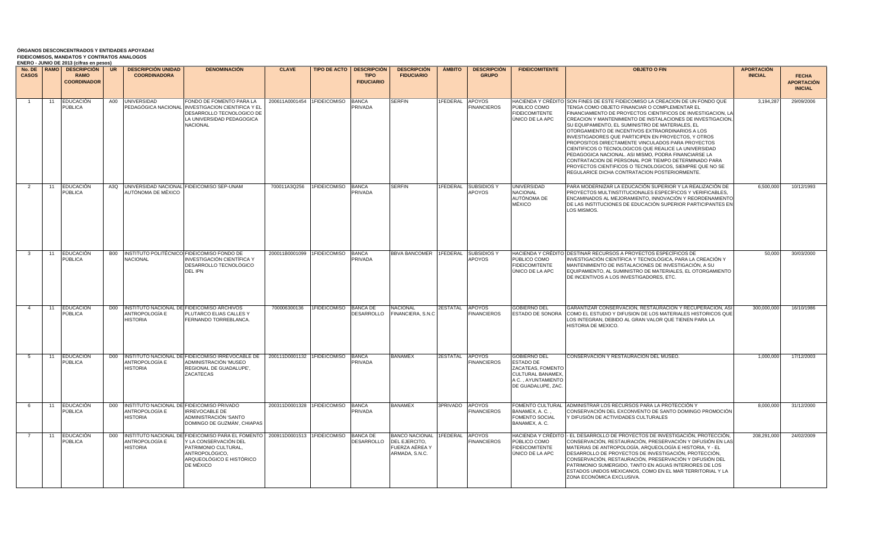**ÓRGANOS DESCONCENTRADOS Y ENTIDADES APOYADAS**
**FIDEICOMISOS, MANDATOS Y CONTRATOS ANALOGOS**
**ENERO - JUNIO DE 2013 (cifras en pesos)**

| No. DE CASOS | RAMO | DESCRIPCIÓN RAMO COORDINADOR | UR | DESCRIPCIÓN UNIDAD COORDINADORA | DENOMINACIÓN | CLAVE | TIPO DE ACTO | DESCRIPCIÓN TIPO FIDUCIARIO | DESCRIPCIÓN FIDUCIARIO | ÁMBITO | DESCRIPCIÓN GRUPO | FIDEICOMITENTE | OBJETO O FIN | APORTACIÓN INICIAL | FECHA APORTACIÓN INICIAL |
|---|---|---|---|---|---|---|---|---|---|---|---|---|---|---|---|
| 1 | 11 | EDUCACIÓN PÚBLICA | A00 | UNIVERSIDAD PEDAGÓGICA NACIONAL | FONDO DE FOMENTO PARA LA INVESTIGACION CIENTIFICA Y EL DESARROLLO TECNOLOGICO DE LA UNIVERSIDAD PEDAGOGICA NACIONAL | 200611A0001454 | 1FIDEICOMISO | BANCA PRIVADA | SERFIN | 1FEDERAL | APOYOS FINANCIEROS | HACIENDA Y CRÉDITO PÚBLICO COMO FIDEICOMITENTE ÚNICO DE LA APC | SON FINES DE ESTE FIDEICOMISO LA CREACION DE UN FONDO QUE TENGA COMO OBJETO FINANCIAR O COMPLEMENTAR EL FINANCIAMIENTO DE PROYECTOS CIENTIFICOS DE INVESTIGACION, LA CREACION Y MANTENIMIENTO DE INSTALACIONES DE INVESTIGACION, SU EQUIPAMIENTO, EL SUMINISTRO DE MATERIALES, EL OTORGAMIENTO DE INCENTIVOS EXTRAORDINARIOS A LOS INVESTIGADORES QUE PARTICIPEN EN PROYECTOS, Y OTROS PROPOSITOS DIRECTAMENTE VINCULADOS PARA PROYECTOS CIENTIFICOS O TECNOLOGICOS QUE REALICE LA UNIVERSIDAD PEDAGOGICA NACIONAL. ASI MISMO, PODRA FINANCIARSE LA CONTRATACION DE PERSONAL POR TIEMPO DETERMINADO PARA PROYECTOS CIENTIFICOS O TECNOLOGICOS, SIEMPRE QUE NO SE REGULARICE DICHA CONTRATACION POSTERIORMENTE. | 3,194,287 | 29/09/2006 |
| 2 | 11 | EDUCACIÓN PÚBLICA | A3Q | UNIVERSIDAD NACIONAL AUTÓNOMA DE MÉXICO | FIDEICOMISO SEP-UNAM | 700011A3Q256 | 1FIDEICOMISO | BANCA PRIVADA | SERFIN | 1FEDERAL | SUBSIDIOS Y APOYOS | UNIVERSIDAD NACIONAL AUTÓNOMA DE MÉXICO | PARA MODERNIZAR LA EDUCACIÓN SUPERIOR Y LA REALIZACIÓN DE PROYECTOS MULTINSTITUCIONALES ESPECÍFICOS Y VERIFICABLES, ENCAMINADOS AL MEJORAMIENTO, INNOVACIÓN Y REORDENAMIENTO DE LAS INSTITUCIONES DE EDUCACIÓN SUPERIOR PARTICIPANTES EN LOS MISMOS. | 6,500,000 | 10/12/1993 |
| 3 | 11 | EDUCACIÓN PÚBLICA | B00 | INSTITUTO POLITÉCNICO NACIONAL | FIDEICOMISO FONDO DE INVESTIGACIÓN CIENTÍFICA Y DESARROLLO TECNOLÓGICO DEL IPN | 200011B0001099 | 1FIDEICOMISO | BANCA PRIVADA | BBVA BANCOMER | 1FEDERAL | SUBSIDIOS Y APOYOS | HACIENDA Y CRÉDITO PÚBLICO COMO FIDEICOMITENTE ÚNICO DE LA APC | DESTINAR RECURSOS A PROYECTOS ESPECÍFICOS DE INVESTIGACIÓN CIENTÍFICA Y TECNOLÓGICA, PARA LA CREACIÓN Y MANTENIMIENTO DE INSTALACIONES DE INVESTIGACIÓN, A SU EQUIPAMIENTO, AL SUMINISTRO DE MATERIALES, EL OTORGAMIENTO DE INCENTIVOS A LOS INVESTIGADORES, ETC. | 50,000 | 30/03/2000 |
| 4 | 11 | EDUCACIÓN PÚBLICA | D00 | INSTITUTO NACIONAL DE ANTROPOLOGÍA E HISTORIA | FIDEICOMISO ARCHIVOS PLUTARCO ELIAS CALLES Y FERNANDO TORREBLANCA. | 700006300136 | 1FIDEICOMISO | BANCA DE DESARROLLO | NACIONAL FINANCIERA, S.N.C | 2ESTATAL | APOYOS FINANCIEROS | GOBIERNO DEL ESTADO DE SONORA | GARANTIZAR CONSERVACIÓN, RESTAURACIÓN Y RECUPERACIÓN, ASÍ COMO EL ESTUDIO Y DIFUSIÓN DE LOS MATERIALES HISTÓRICOS QUE LOS INTEGRAN, DEBIDO AL GRAN VALOR QUE TIENEN PARA LA HISTORIA DE MEXICO. | 300,000,000 | 16/10/1986 |
| 5 | 11 | EDUCACIÓN PÚBLICA | D00 | INSTITUTO NACIONAL DE ANTROPOLOGÍA E HISTORIA | FIDEICOMISO IRREVOCABLE DE ADMINISTRACIÓN 'MUSEO REGIONAL DE GUADALUPE', ZACATECAS | 200111D0001132 | 1FIDEICOMISO | BANCA PRIVADA | BANAMEX | 2ESTATAL | APOYOS FINANCIEROS | GOBIERNO DEL ESTADO DE ZACATEAS, FOMENTO CULTURAL BANAMEX, A.C. , AYUNTAMIENTO DE GUADALUPE, ZAC. | CONSERVACIÓN Y RESTAURACIÓN DEL MUSEO. | 1,000,000 | 17/12/2003 |
| 6 | 11 | EDUCACIÓN PÚBLICA | D00 | INSTITUTO NACIONAL DE ANTROPOLOGÍA E HISTORIA | FIDEICOMISO PRIVADO IRREVOCABLE DE ADMINISTRACIÓN 'SANTO DOMINGO DE GUZMÁN', CHIAPAS | 200311D0001328 | 1FIDEICOMISO | BANCA PRIVADA | BANAMEX | 3PRIVADO | APOYOS FINANCIEROS | FOMENTO CULTURAL BANAMEX, A. C. , FOMENTO SOCIAL BANAMEX, A. C. | ADMINISTRAR LOS RECURSOS PARA LA PROTECCIÓN Y CONSERVACIÓN DEL EXCONVENTO DE SANTO DOMINGO PROMOCIÓN Y DIFUSIÓN DE ACTIVIDADES CULTURALES | 8,000,000 | 31/12/2000 |
| 7 | 11 | EDUCACIÓN PÚBLICA | D00 | INSTITUTO NACIONAL DE ANTROPOLOGÍA E HISTORIA | FIDEICOMISO PARA EL FOMENTO Y LA CONSERVACIÓN DEL PATRIMONIO CULTURAL, ANTROPOLÓGICO, ARQUEOLÓGICO E HISTÓRICO DE MÉXICO | 200911D0001513 | 1FIDEICOMISO | BANCA DE DESARROLLO | BANCO NACIONAL DEL EJERCITO, FUERZA AÉREA Y ARMADA, S.N.C. | 1FEDERAL | APOYOS FINANCIEROS | HACIENDA Y CRÉDITO PÚBLICO COMO FIDEICOMITENTE ÚNICO DE LA APC | - EL DESARROLLO DE PROYECTOS DE INVESTIGACIÓN, PROTECCIÓN, CONSERVACIÓN, RESTAURACIÓN, PRESERVACIÓN Y DIFUSIÓN EN LAS MATERIAS DE ANTROPOLOGÍA, ARQUEOLOGÍA E HISTORIA, Y - EL DESARROLLO DE PROYECTOS DE INVESTIGACIÓN, PROTECCIÓN, CONSERVACIÓN, RESTAURACIÓN, PRESERVACIÓN Y DIFUSIÓN DEL PATRIMONIO SUMERGIDO, TANTO EN AGUAS INTERIORES DE LOS ESTADOS UNIDOS MEXICANOS, COMO EN EL MAR TERRITORIAL Y LA ZONA ECONÓMICA EXCLUSIVA. | 208,291,000 | 24/02/2009 |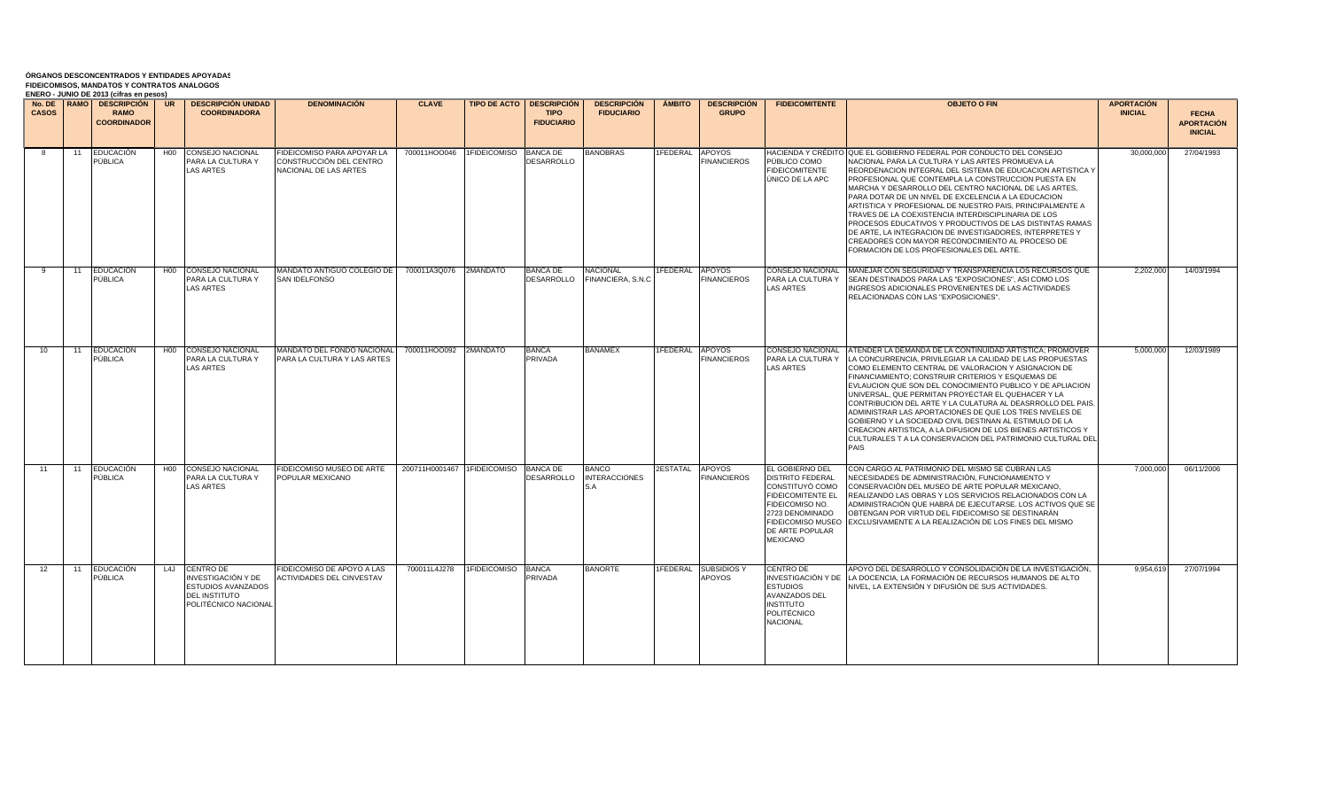**ÓRGANOS DESCONCENTRADOS Y ENTIDADES APOYADAS**
**FIDEICOMISOS, MANDATOS Y CONTRATOS ANALOGOS**
**ENERO - JUNIO DE 2013 (cifras en pesos)**

| No. DE CASOS | RAMO | DESCRIPCIÓN RAMO COORDINADOR | UR | DESCRIPCIÓN UNIDAD COORDINADORA | DENOMINACIÓN | CLAVE | TIPO DE ACTO | DESCRIPCIÓN TIPO FIDUCIARIO | DESCRIPCIÓN FIDUCIARIO | ÁMBITO | DESCRIPCIÓN GRUPO | FIDEICOMITENTE | OBJETO O FIN | APORTACIÓN INICIAL | FECHA APORTACIÓN INICIAL |
|---|---|---|---|---|---|---|---|---|---|---|---|---|---|---|---|
| 8 | 11 | EDUCACIÓN PÚBLICA | H00 | CONSEJO NACIONAL PARA LA CULTURA Y LAS ARTES | FIDEICOMISO PARA APOYAR LA CONSTRUCCIÓN DEL CENTRO NACIONAL DE LAS ARTES | 700011HOO046 | 1FIDEICOMISO | BANCA DE DESARROLLO | BANOBRAS | 1FEDERAL | APOYOS FINANCIEROS | HACIENDA Y CRÉDITO PÚBLICO COMO FIDEICOMITENTE ÚNICO DE LA APC | QUE EL GOBIERNO FEDERAL POR CONDUCTO DEL CONSEJO NACIONAL PARA LA CULTURA Y LAS ARTES PROMUEVA LA REORDENACION INTEGRAL DEL SISTEMA DE EDUCACION ARTISTICA Y PROFESIONAL QUE CONTEMPLA LA CONSTRUCCION PUESTA EN MARCHA Y DESARROLLO DEL CENTRO NACIONAL DE LAS ARTES, PARA DOTAR DE UN NIVEL DE EXCELENCIA A LA EDUCACION ARTISTICA Y PROFESIONAL DE NUESTRO PAIS, PRINCIPALMENTE A TRAVES DE LA COEXISTENCIA INTERDISCIPLINARIA DE LOS PROCESOS EDUCATIVOS Y PRODUCTIVOS DE LAS DISTINTAS RAMAS DE ARTE, LA INTEGRACION DE INVESTIGADORES, INTERPRETES Y CREADORES CON MAYOR RECONOCIMIENTO AL PROCESO DE FORMACION DE LOS PROFESIONALES DEL ARTE. | 30,000,000 | 27/04/1993 |
| 9 | 11 | EDUCACIÓN PÚBLICA | H00 | CONSEJO NACIONAL PARA LA CULTURA Y LAS ARTES | MANDATO ANTIGUO COLEGIO DE SAN IDELFONSO | 700011A3Q076 | 2MANDATO | BANCA DE DESARROLLO | NACIONAL FINANCIERA, S.N.C | 1FEDERAL | APOYOS FINANCIEROS | CONSEJO NACIONAL PARA LA CULTURA Y LAS ARTES | MANEJAR CON SEGURIDAD Y TRANSPARENCIA LOS RECURSOS QUE SEAN DESTINADOS PARA LAS "EXPOSICIONES", ASI COMO LOS INGRESOS ADICIONALES PROVENIENTES DE LAS ACTIVIDADES RELACIONADAS CON LAS "EXPOSICIONES". | 2,202,000 | 14/03/1994 |
| 10 | 11 | EDUCACIÓN PÚBLICA | H00 | CONSEJO NACIONAL PARA LA CULTURA Y LAS ARTES | MANDATO DEL FONDO NACIONAL PARA LA CULTURA Y LAS ARTES | 700011HOO092 | 2MANDATO | BANCA PRIVADA | BANAMEX | 1FEDERAL | APOYOS FINANCIEROS | CONSEJO NACIONAL PARA LA CULTURA Y LAS ARTES | ATENDER LA DEMANDA DE LA CONTINUIDAD ARTISTICA; PROMOVER LA CONCURRENCIA, PRIVILEGIAR LA CALIDAD DE LAS PROPUESTAS COMO ELEMENTO CENTRAL DE VALORACION Y ASIGNACION DE FINANCIAMIENTO; CONSTRUIR CRITERIOS Y ESQUEMAS DE EVLAUCION QUE SON DEL CONOCIMIENTO PUBLICO Y DE APLIACION UNIVERSAL, QUE PERMITAN PROYECTAR EL QUEHACER Y LA CONTRIBUCION DEL ARTE Y LA CULATURA AL DEASRROLLO DEL PAIS. ADMINISTRAR LAS APORTACIONES DE QUE LOS TRES NIVELES DE GOBIERNO Y LA SOCIEDAD CIVIL DESTINAN AL ESTIMULO DE LA CREACION ARTISTICA, A LA DIFUSION DE LOS BIENES ARTISTICOS Y CULTURALES T A LA CONSERVACION DEL PATRIMONIO CULTURAL DEL PAIS | 5,000,000 | 12/03/1989 |
| 11 | 11 | EDUCACIÓN PÚBLICA | H00 | CONSEJO NACIONAL PARA LA CULTURA Y LAS ARTES | FIDEICOMISO MUSEO DE ARTE POPULAR MEXICANO | 200711H0001467 | 1FIDEICOMISO | BANCA DE DESARROLLO | BANCO INTERACCIONES S.A | 2ESTATAL | APOYOS FINANCIEROS | EL GOBIERNO DEL DISTRITO FEDERAL CONSTITUYÓ COMO FIDEICOMITENTE EL FIDEICOMISO NO. 2723 DENOMINADO FIDEICOMISO MUSEO DE ARTE POPULAR MEXICANO | CON CARGO AL PATRIMONIO DEL MISMO SE CUBRAN LAS NECESIDADES DE ADMINISTRACIÓN, FUNCIONAMIENTO Y CONSERVACIÓN DEL MUSEO DE ARTE POPULAR MEXICANO, REALIZANDO LAS OBRAS Y LOS SERVICIOS RELACIONADOS CON LA ADMINISTRACIÓN QUE HABRÁ DE EJECUTARSE. LOS ACTIVOS QUE SE OBTENGAN POR VIRTUD DEL FIDEICOMISO SE DESTINARÁN EXCLUSIVAMENTE A LA REALIZACIÓN DE LOS FINES DEL MISMO | 7,000,000 | 06/11/2006 |
| 12 | 11 | EDUCACIÓN PÚBLICA | L4J | CENTRO DE INVESTIGACIÓN Y DE ESTUDIOS AVANZADOS DEL INSTITUTO POLITÉCNICO NACIONAL | FIDEICOMISO DE APOYO A LAS ACTIVIDADES DEL CINVESTAV | 700011L4J278 | 1FIDEICOMISO | BANCA PRIVADA | BANORTE | 1FEDERAL | SUBSIDIOS Y APOYOS | CENTRO DE INVESTIGACIÓN Y DE ESTUDIOS AVANZADOS DEL INSTITUTO POLITÉCNICO NACIONAL | APOYO DEL DESARROLLO Y CONSOLIDACIÓN DE LA INVESTIGACIÓN, LA DOCENCIA, LA FORMACIÓN DE RECURSOS HUMANOS DE ALTO NIVEL, LA EXTENSIÓN Y DIFUSIÓN DE SUS ACTIVIDADES. | 9,954,619 | 27/07/1994 |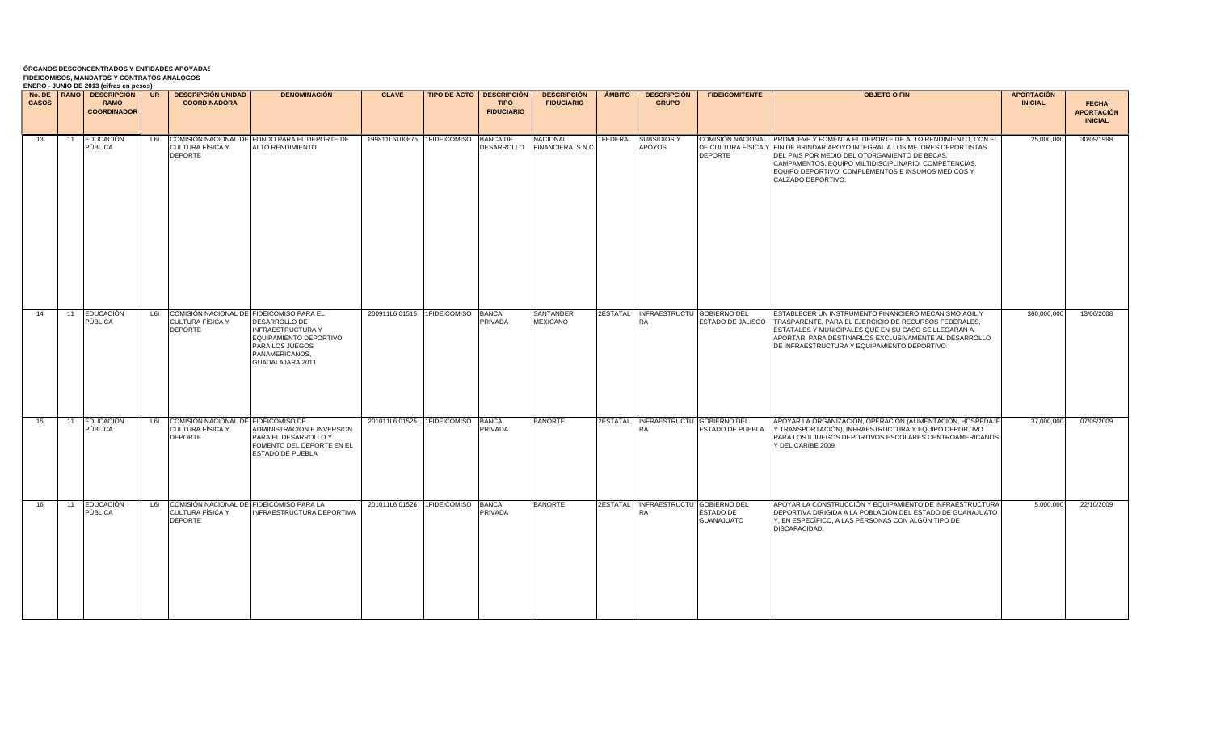**ÓRGANOS DESCONCENTRADOS Y ENTIDADES APOYADAS**
**FIDEICOMISOS, MANDATOS Y CONTRATOS ANALOGOS**
**ENERO - JUNIO DE 2013 (cifras en pesos)**

| No. DE CASOS | RAMO | DESCRIPCIÓN RAMO COORDINADOR | UR | DESCRIPCIÓN UNIDAD COORDINADORA | DENOMINACIÓN | CLAVE | TIPO DE ACTO | DESCRIPCIÓN TIPO FIDUCIARIO | DESCRIPCIÓN FIDUCIARIO | ÁMBITO | DESCRIPCIÓN GRUPO | FIDEICOMITENTE | OBJETO O FIN | APORTACIÓN INICIAL | FECHA APORTACIÓN INICIAL |
|---|---|---|---|---|---|---|---|---|---|---|---|---|---|---|---|
| 13 | 11 | EDUCACIÓN PÚBLICA | L6I | COMISIÓN NACIONAL DE CULTURA FÍSICA Y DEPORTE | FONDO PARA EL DEPORTE DE ALTO RENDIMIENTO | 199811L6L00875 | 1FIDEICOMISO | BANCA DE DESARROLLO | NACIONAL FINANCIERA, S.N.C | 1FEDERAL | SUBSIDIOS Y APOYOS | COMISIÓN NACIONAL DE CULTURA FÍSICA Y DEPORTE | PROMUEVE Y FOMENTA EL DEPORTE DE ALTO RENDIMIENTO, CON EL FIN DE BRINDAR APOYO INTEGRAL A LOS MEJORES DEPORTISTAS DEL PAIS POR MEDIO DEL OTORGAMIENTO DE BECAS, CAMPAMENTOS, EQUIPO MILTIDISCIPLINARIO, COMPETENCIAS, EQUIPO DEPORTIVO, COMPLEMENTOS E INSUMOS MEDICOS Y CALZADO DEPORTIVO. | 25,000,000 | 30/09/1998 |
| 14 | 11 | EDUCACIÓN PÚBLICA | L6I | COMISIÓN NACIONAL DE CULTURA FÍSICA Y DEPORTE | FIDEICOMISO PARA EL DESARROLLO DE INFRAESTRUCTURA Y EQUIPAMIENTO DEPORTIVO PARA LOS JUEGOS PANAMERICANOS, GUADALAJARA 2011 | 200911L6I01515 | 1FIDEICOMISO | BANCA PRIVADA | SANTANDER MEXICANO | 2ESTATAL | INFRAESTRUCTURA | GOBIERNO DEL ESTADO DE JALISCO | ESTABLECER UN INSTRUMENTO FINANCIERO MECANISMO AGIL Y TRASPARENTE, PARA EL EJERCICIO DE RECURSOS FEDERALES, ESTATALES Y MUNICIPALES QUE EN SU CASO SE LLEGARAN A APORTAR, PARA DESTINARLOS EXCLUSIVAMENTE AL DESARROLLO DE INFRAESTRUCTURA Y EQUIPAMIENTO DEPORTIVO | 360,000,000 | 13/06/2008 |
| 15 | 11 | EDUCACIÓN PÚBLICA | L6I | COMISIÓN NACIONAL DE CULTURA FÍSICA Y DEPORTE | FIDEICOMISO DE ADMINISTRACION E INVERSION PARA EL DESARROLLO Y FOMENTO DEL DEPORTE EN EL ESTADO DE PUEBLA | 201011L6I01525 | 1FIDEICOMISO | BANCA PRIVADA | BANORTE | 2ESTATAL | INFRAESTRUCTURA | GOBIERNO DEL ESTADO DE PUEBLA | APOYAR LA ORGANIZACIÓN, OPERACIÓN (ALIMENTACIÓN, HOSPEDAJE Y TRANSPORTACIÓN), INFRAESTRUCTURA Y EQUIPO DEPORTIVO PARA LOS II JUEGOS DEPORTIVOS ESCOLARES CENTROAMERICANOS Y DEL CARIBE 2009. | 37,000,000 | 07/09/2009 |
| 16 | 11 | EDUCACIÓN PÚBLICA | L6I | COMISIÓN NACIONAL DE CULTURA FÍSICA Y DEPORTE | FIDEICOMISO PARA LA INFRAESTRUCTURA DEPORTIVA | 201011L6I01526 | 1FIDEICOMISO | BANCA PRIVADA | BANORTE | 2ESTATAL | INFRAESTRUCTURA | GOBIERNO DEL ESTADO DE GUANAJUATO | APOYAR LA CONSTRUCCIÓN Y EQUIPAMIENTO DE INFRAESTRUCTURA DEPORTIVA DIRIGIDA A LA POBLACIÓN DEL ESTADO DE GUANAJUATO Y, EN ESPECÍFICO, A LAS PERSONAS CON ALGÚN TIPO DE DISCAPACIDAD. | 5,000,000 | 22/10/2009 |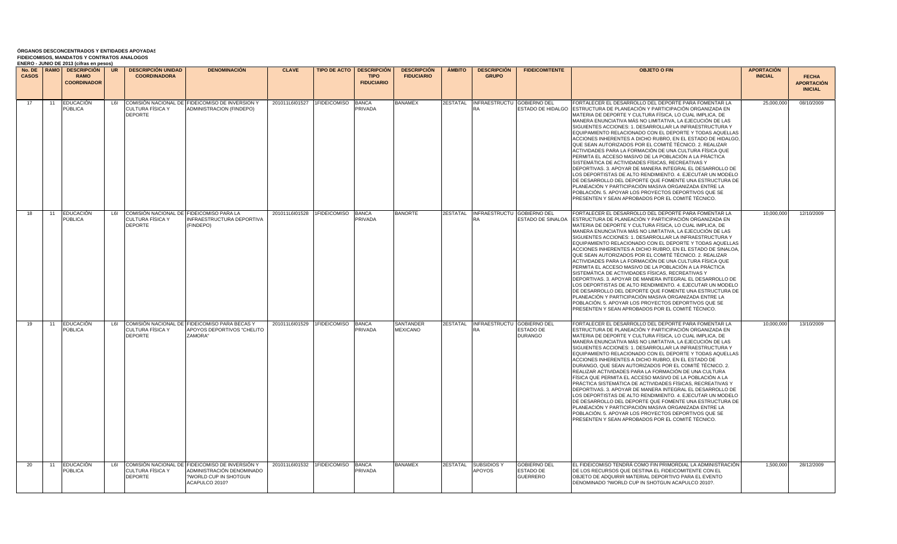**ÓRGANOS DESCONCENTRADOS Y ENTIDADES APOYADAS**
**FIDEICOMISOS, MANDATOS Y CONTRATOS ANALOGOS**
**ENERO - JUNIO DE 2013 (cifras en pesos)**

| No. DE CASOS | RAMO | DESCRIPCIÓN RAMO COORDINADOR | UR | DESCRIPCIÓN UNIDAD COORDINADORA | DENOMINACIÓN | CLAVE | TIPO DE ACTO | DESCRIPCIÓN TIPO FIDUCIARIO | DESCRIPCIÓN FIDUCIARIO | ÁMBITO | DESCRIPCIÓN GRUPO | FIDEICOMITENTE | OBJETO O FIN | APORTACIÓN INICIAL | FECHA APORTACIÓN INICIAL |
|---|---|---|---|---|---|---|---|---|---|---|---|---|---|---|---|
| 17 | 11 | EDUCACIÓN PÚBLICA | L6I | COMISIÓN NACIONAL DE CULTURA FÍSICA Y DEPORTE | FIDEICOMISO DE INVERSION Y ADMINISTRACION (FINDEPO) | 201011L6I01527 | 1FIDEICOMISO | BANCA PRIVADA | BANAMEX | 2ESTATAL | INFRAESTRUCTURA | GOBIERNO DEL ESTADO DE HIDALGO | FORTALECER EL DESARROLLO DEL DEPORTE PARA FOMENTAR LA ESTRUCTURA DE PLANEACIÓN Y PARTICIPACIÓN ORGANIZADA EN MATERIA DE DEPORTE Y CULTURA FÍSICA, LO CUAL IMPLICA, DE MANERA ENUNCIATIVA MÁS NO LIMITATIVA, LA EJECUCIÓN DE LAS SIGUIENTES ACCIONES: 1. DESARROLLAR LA INFRAESTRUCTURA Y EQUIPAMIENTO RELACIONADO CON EL DEPORTE Y TODAS AQUELLAS ACCIONES INHERENTES A DICHO RUBRO, EN EL ESTADO DE HIDALGO, QUE SEAN AUTORIZADOS POR EL COMITÉ TÉCNICO. 2. REALIZAR ACTIVIDADES PARA LA FORMACIÓN DE UNA CULTURA FÍSICA QUE PERMITA EL ACCESO MASIVO DE LA POBLACIÓN A LA PRÁCTICA SISTEMÁTICA DE ACTIVIDADES FÍSICAS, RECREATIVAS Y DEPORTIVAS. 3. APOYAR DE MANERA INTEGRAL EL DESARROLLO DE LOS DEPORTISTAS DE ALTO RENDIMIENTO. 4. EJECUTAR UN MODELO DE DESARROLLO DEL DEPORTE QUE FOMENTE UNA ESTRUCTURA DE PLANEACIÓN Y PARTICIPACIÓN MASIVA ORGANIZADA ENTRE LA POBLACIÓN. 5. APOYAR LOS PROYECTOS DEPORTIVOS QUE SE PRESENTEN Y SEAN APROBADOS POR EL COMITÉ TÉCNICO. | 25,000,000 | 08/10/2009 |
| 18 | 11 | EDUCACIÓN PÚBLICA | L6I | COMISIÓN NACIONAL DE CULTURA FÍSICA Y DEPORTE | FIDEICOMISO PARA LA INFRAESTRUCTURA DEPORTIVA (FINDEPO) | 201011L6I01528 | 1FIDEICOMISO | BANCA PRIVADA | BANORTE | 2ESTATAL | INFRAESTRUCTURA | GOBIERNO DEL ESTADO DE SINALOA | FORTALECER EL DESARROLLO DEL DEPORTE PARA FOMENTAR LA ESTRUCTURA DE PLANEACIÓN Y PARTICIPACIÓN ORGANIZADA EN MATERIA DE DEPORTE Y CULTURA FÍSICA, LO CUAL IMPLICA, DE MANERA ENUNCIATIVA MÁS NO LIMITATIVA, LA EJECUCIÓN DE LAS SIGUIENTES ACCIONES: 1. DESARROLLAR LA INFRAESTRUCTURA Y EQUIPAMIENTO RELACIONADO CON EL DEPORTE Y TODAS AQUELLAS ACCIONES INHERENTES A DICHO RUBRO, EN EL ESTADO DE SINALOA, QUE SEAN AUTORIZADOS POR EL COMITÉ TÉCNICO. 2. REALIZAR ACTIVIDADES PARA LA FORMACIÓN DE UNA CULTURA FÍSICA QUE PERMITA EL ACCESO MASIVO DE LA POBLACIÓN A LA PRÁCTICA SISTEMÁTICA DE ACTIVIDADES FÍSICAS, RECREATIVAS Y DEPORTIVAS. 3. APOYAR DE MANERA INTEGRAL EL DESARROLLO DE LOS DEPORTISTAS DE ALTO RENDIMIENTO. 4. EJECUTAR UN MODELO DE DESARROLLO DEL DEPORTE QUE FOMENTE UNA ESTRUCTURA DE PLANEACIÓN Y PARTICIPACIÓN MASIVA ORGANIZADA ENTRE LA POBLACIÓN. 5. APOYAR LOS PROYECTOS DEPORTIVOS QUE SE PRESENTEN Y SEAN APROBADOS POR EL COMITÉ TÉCNICO. | 10,000,000 | 12/10/2009 |
| 19 | 11 | EDUCACIÓN PÚBLICA | L6I | COMISIÓN NACIONAL DE CULTURA FÍSICA Y DEPORTE | FIDEICOMISO PARA BECAS Y APOYOS DEPORTIVOS "CHELITO ZAMORA" | 201011L6I01529 | 1FIDEICOMISO | BANCA PRIVADA | SANTANDER MEXICANO | 2ESTATAL | INFRAESTRUCTURA | GOBIERNO DEL ESTADO DE DURANGO | FORTALECER EL DESARROLLO DEL DEPORTE PARA FOMENTAR LA ESTRUCTURA DE PLANEACIÓN Y PARTICIPACIÓN ORGANIZADA EN MATERIA DE DEPORTE Y CULTURA FÍSICA, LO CUAL IMPLICA, DE MANERA ENUNCIATIVA MÁS NO LIMITATIVA, LA EJECUCIÓN DE LAS SIGUIENTES ACCIONES: 1. DESARROLLAR LA INFRAESTRUCTURA Y EQUIPAMIENTO RELACIONADO CON EL DEPORTE Y TODAS AQUELLAS ACCIONES INHERENTES A DICHO RUBRO, EN EL ESTADO DE DURANGO, QUE SEAN AUTORIZADOS POR EL COMITÉ TÉCNICO. 2. REALIZAR ACTIVIDADES PARA LA FORMACIÓN DE UNA CULTURA FÍSICA QUE PERMITA EL ACCESO MASIVO DE LA POBLACIÓN A LA PRÁCTICA SISTEMÁTICA DE ACTIVIDADES FÍSICAS, RECREATIVAS Y DEPORTIVAS. 3. APOYAR DE MANERA INTEGRAL EL DESARROLLO DE LOS DEPORTISTAS DE ALTO RENDIMIENTO. 4. EJECUTAR UN MODELO DE DESARROLLO DEL DEPORTE QUE FOMENTE UNA ESTRUCTURA DE PLANEACIÓN Y PARTICIPACIÓN MASIVA ORGANIZADA ENTRE LA POBLACIÓN. 5. APOYAR LOS PROYECTOS DEPORTIVOS QUE SE PRESENTEN Y SEAN APROBADOS POR EL COMITÉ TÉCNICO. | 10,000,000 | 13/10/2009 |
| 20 | 11 | EDUCACIÓN PÚBLICA | L6I | COMISIÓN NACIONAL DE CULTURA FÍSICA Y DEPORTE | FIDEICOMISO DE INVERSIÓN Y ADMINISTRACIÓN DENOMINADO ?WORLD CUP IN SHOTGUN ACAPULCO 2010? | 201011L6I01532 | 1FIDEICOMISO | BANCA PRIVADA | BANAMEX | 2ESTATAL | SUBSIDIOS Y APOYOS | GOBIERNO DEL ESTADO DE GUERRERO | EL FIDEICOMISO TENDRÁ COMO FIN PRIMORDIAL LA ADMINISTRACIÓN DE LOS RECURSOS QUE DESTINA EL FIDEICOMITENTE CON EL OBJETO DE ADQUIRIR MATERIAL DEPORTIVO PARA EL EVENTO DENOMINADO ?WORLD CUP IN SHOTGUN ACAPULCO 2010?. | 1,500,000 | 28/12/2009 |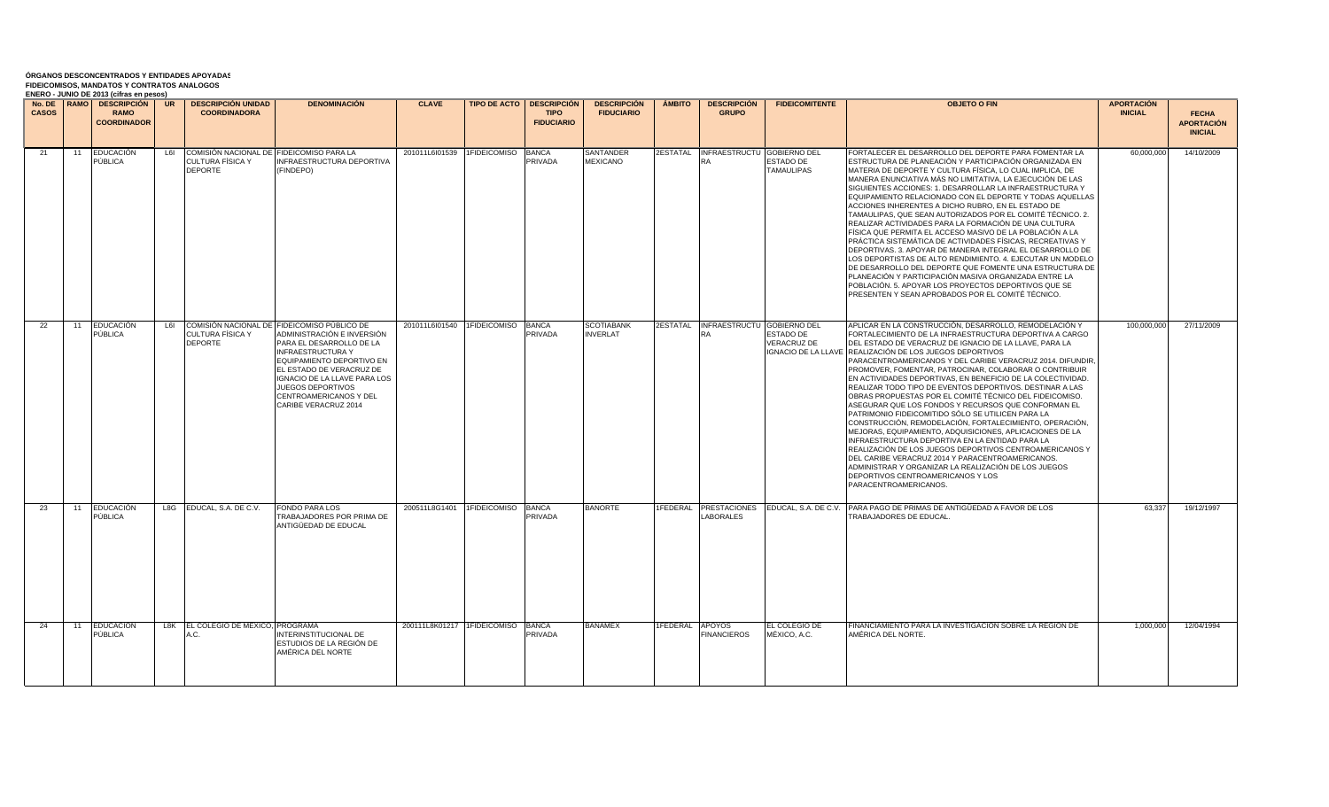**ÓRGANOS DESCONCENTRADOS Y ENTIDADES APOYADAS**
**FIDEICOMISOS, MANDATOS Y CONTRATOS ANALOGOS**
**ENERO - JUNIO DE 2013 (cifras en pesos)**

| No. DE CASOS | RAMO | DESCRIPCIÓN RAMO COORDINADOR | UR | DESCRIPCIÓN UNIDAD COORDINADORA | DENOMINACIÓN | CLAVE | TIPO DE ACTO | DESCRIPCIÓN TIPO FIDUCIARIO | DESCRIPCIÓN FIDUCIARIO | ÁMBITO | DESCRIPCIÓN GRUPO | FIDEICOMITENTE | OBJETO O FIN | APORTACIÓN INICIAL | FECHA APORTACIÓN INICIAL |
|---|---|---|---|---|---|---|---|---|---|---|---|---|---|---|---|
| 21 | 11 | EDUCACIÓN PÚBLICA | L6I | COMISIÓN NACIONAL DE CULTURA FÍSICA Y DEPORTE | FIDEICOMISO PARA LA INFRAESTRUCTURA DEPORTIVA (FINDEPO) | 201011L6I01539 | 1FIDEICOMISO | BANCA PRIVADA | SANTANDER MEXICANO | 2ESTATAL | INFRAESTRUCTURA | GOBIERNO DEL ESTADO DE TAMAULIPAS | FORTALECER EL DESARROLLO DEL DEPORTE PARA FOMENTAR LA ESTRUCTURA DE PLANEACIÓN Y PARTICIPACIÓN ORGANIZADA EN MATERIA DE DEPORTE Y CULTURA FÍSICA, LO CUAL IMPLICA, DE MANERA ENUNCIATIVA MÁS NO LIMITATIVA, LA EJECUCIÓN DE LAS SIGUIENTES ACCIONES: 1. DESARROLLAR LA INFRAESTRUCTURA Y EQUIPAMIENTO RELACIONADO CON EL DEPORTE Y TODAS AQUELLAS ACCIONES INHERENTES A DICHO RUBRO, EN EL ESTADO DE TAMAULIPAS, QUE SEAN AUTORIZADOS POR EL COMITÉ TÉCNICO. 2. REALIZAR ACTIVIDADES PARA LA FORMACIÓN DE UNA CULTURA FÍSICA QUE PERMITA EL ACCESO MASIVO DE LA POBLACIÓN A LA PRÁCTICA SISTEMÁTICA DE ACTIVIDADES FÍSICAS, RECREATIVAS Y DEPORTIVAS. 3. APOYAR DE MANERA INTEGRAL EL DESARROLLO DE LOS DEPORTISTAS DE ALTO RENDIMIENTO. 4. EJECUTAR UN MODELO DE DESARROLLO DEL DEPORTE QUE FOMENTE UNA ESTRUCTURA DE PLANEACIÓN Y PARTICIPACIÓN MASIVA ORGANIZADA ENTRE LA POBLACIÓN. 5. APOYAR LOS PROYECTOS DEPORTIVOS QUE SE PRESENTEN Y SEAN APROBADOS POR EL COMITÉ TÉCNICO. | 60,000,000 | 14/10/2009 |
| 22 | 11 | EDUCACIÓN PÚBLICA | L6I | COMISIÓN NACIONAL DE CULTURA FÍSICA Y DEPORTE | FIDEICOMISO PÚBLICO DE ADMINISTRACIÓN E INVERSIÓN PARA EL DESARROLLO DE LA INFRAESTRUCTURA Y EQUIPAMIENTO DEPORTIVO EN EL ESTADO DE VERACRUZ DE IGNACIO DE LA LLAVE PARA LOS JUEGOS DEPORTIVOS CENTROAMERICANOS Y DEL CARIBE VERACRUZ 2014 | 201011L6I01540 | 1FIDEICOMISO | BANCA PRIVADA | SCOTIABANK INVERLAT | 2ESTATAL | INFRAESTRUCTURA | GOBIERNO DEL ESTADO DE VERACRUZ DE IGNACIO DE LA LLAVE | APLICAR EN LA CONSTRUCCIÓN, DESARROLLO, REMODELACIÓN Y FORTALECIMIENTO DE LA INFRAESTRUCTURA DEPORTIVA A CARGO DEL ESTADO DE VERACRUZ DE IGNACIO DE LA LLAVE, PARA LA REALIZACIÓN DE LOS JUEGOS DEPORTIVOS PARACENTROAMERICANOS Y DEL CARIBE VERACRUZ 2014. DIFUNDIR, PROMOVER, FOMENTAR, PATROCINAR, COLABORAR O CONTRIBUIR EN ACTIVIDADES DEPORTIVAS, EN BENEFICIO DE LA COLECTIVIDAD. REALIZAR TODO TIPO DE EVENTOS DEPORTIVOS. DESTINAR A LAS OBRAS PROPUESTAS POR EL COMITÉ TÉCNICO DEL FIDEICOMISO. ASEGURAR QUE LOS FONDOS Y RECURSOS QUE CONFORMAN EL PATRIMONIO FIDEICOMITIDO SÓLO SE UTILICEN PARA LA CONSTRUCCIÓN, REMODELACIÓN, FORTALECIMIENTO, OPERACIÓN, MEJORAS, EQUIPAMIENTO, ADQUISICIONES, APLICACIONES DE LA INFRAESTRUCTURA DEPORTIVA EN LA ENTIDAD PARA LA REALIZACIÓN DE LOS JUEGOS DEPORTIVOS CENTROAMERICANOS Y DEL CARIBE VERACRUZ 2014 Y PARACENTROAMERICANOS. ADMINISTRAR Y ORGANIZAR LA REALIZACIÓN DE LOS JUEGOS DEPORTIVOS CENTROAMERICANOS Y LOS PARACENTROAMERICANOS. | 100,000,000 | 27/11/2009 |
| 23 | 11 | EDUCACIÓN PÚBLICA | L8G | EDUCAL, S.A. DE C.V. | FONDO PARA LOS TRABAJADORES POR PRIMA DE ANTIGÜEDAD DE EDUCAL | 200511L8G1401 | 1FIDEICOMISO | BANCA PRIVADA | BANORTE | 1FEDERAL | PRESTACIONES LABORALES | EDUCAL, S.A. DE C.V. | PARA PAGO DE PRIMAS DE ANTIGÜEDAD A FAVOR DE LOS TRABAJADORES DE EDUCAL. | 63,337 | 19/12/1997 |
| 24 | 11 | EDUCACIÓN PÚBLICA | L8K | EL COLEGIO DE MÉXICO, A.C. | PROGRAMA INTERINSTITUCIONAL DE ESTUDIOS DE LA REGIÓN DE AMÉRICA DEL NORTE | 200111L8K01217 | 1FIDEICOMISO | BANCA PRIVADA | BANAMEX | 1FEDERAL | APOYOS FINANCIEROS | EL COLEGIO DE MÉXICO, A.C. | FINANCIAMIENTO PARA LA INVESTIGACIÓN SOBRE LA REGIÓN DE AMÉRICA DEL NORTE. | 1,000,000 | 12/04/1994 |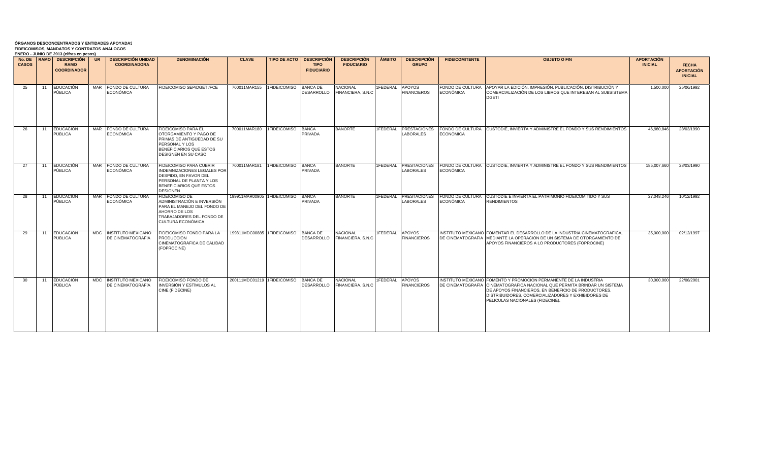**ÓRGANOS DESCONCENTRADOS Y ENTIDADES APOYADAS**
**FIDEICOMISOS, MANDATOS Y CONTRATOS ANALOGOS**
**ENERO - JUNIO DE 2013 (cifras en pesos)**

| No. DE CASOS | RAMO | DESCRIPCIÓN RAMO COORDINADOR | UR | DESCRIPCIÓN UNIDAD COORDINADORA | DENOMINACIÓN | CLAVE | TIPO DE ACTO | DESCRIPCIÓN TIPO FIDUCIARIO | DESCRIPCIÓN FIDUCIARIO | ÁMBITO | DESCRIPCIÓN GRUPO | FIDEICOMITENTE | OBJETO O FIN | APORTACIÓN INICIAL | FECHA APORTACIÓN INICIAL |
|---|---|---|---|---|---|---|---|---|---|---|---|---|---|---|---|
| 25 | 11 | EDUCACIÓN PÚBLICA | MAR | FONDO DE CULTURA ECONÓMICA | FIDEICOMISO SEP/DGETI/FCE | 700011MAR155 | 1FIDEICOMISO | BANCA DE DESARROLLO | NACIONAL FINANCIERA, S.N.C | 1FEDERAL | APOYOS FINANCIEROS | FONDO DE CULTURA ECONÓMICA | APOYAR LA EDICIÓN, IMPRESIÓN, PUBLICACIÓN, DISTRIBUCIÓN Y COMERCIALIZACIÓN DE LOS LIBROS QUE INTERESAN AL SUBSISTEMA DGETI | 1,500,000 | 25/06/1992 |
| 26 | 11 | EDUCACIÓN PÚBLICA | MAR | FONDO DE CULTURA ECONÓMICA | FIDEICOMISO PARA EL OTORGAMIENTO Y PAGO DE PRIMAS DE ANTIGÜEDAD DE SU PERSONAL Y LOS BENEFICIARIOS QUE ESTOS DESIGNEN EN SU CASO | 700011MAR180 | 1FIDEICOMISO | BANCA PRIVADA | BANORTE | 1FEDERAL | PRESTACIONES LABORALES | FONDO DE CULTURA ECONÓMICA | CUSTODIE, INVIERTA Y ADMINISTRE EL FONDO Y SUS RENDIMIENTOS | 46,980,846 | 28/03/1990 |
| 27 | 11 | EDUCACIÓN PÚBLICA | MAR | FONDO DE CULTURA ECONÓMICA | FIDEICOMISO PARA CUBRIR INDEMNIZACIONES LEGALES POR DESPIDO, EN FAVOR DEL PERSONAL DE PLANTA Y LOS BENEFICIARIOS QUE ESTOS DESIGNEN | 700011MAR181 | 1FIDEICOMISO | BANCA PRIVADA | BANORTE | 1FEDERAL | PRESTACIONES LABORALES | FONDO DE CULTURA ECONÓMICA | CUSTODIE, INVIERTA Y ADMINISTRE EL FONDO Y SUS RENDIMIENTOS | 185,007,660 | 28/03/1990 |
| 28 | 11 | EDUCACIÓN PÚBLICA | MAR | FONDO DE CULTURA ECONÓMICA | FIDEICOMISO DE ADMINISTRACIÓN E INVERSIÓN PARA EL MANEJO DEL FONDO DE AHORRO DE LOS TRABAJADORES DEL FONDO DE CULTURA ECONÓMICA | 199911MAR00905 | 1FIDEICOMISO | BANCA PRIVADA | BANORTE | 1FEDERAL | PRESTACIONES LABORALES | FONDO DE CULTURA ECONÓMICA | CUSTODIE E INVIERTA EL PATRIMONIO FIDEICOMITIDO Y SUS RENDIMIENTOS | 27,048,246 | 10/12/1992 |
| 29 | 11 | EDUCACIÓN PÚBLICA | MDC | INSTITUTO MEXICANO DE CINEMATOGRAFÍA | FIDEICOMISO FONDO PARA LA PRODUCCIÓN CINEMATOGRÁFICA DE CALIDAD (FOPROCINE) | 199811MDC00885 | 1FIDEICOMISO | BANCA DE DESARROLLO | NACIONAL FINANCIERA, S.N.C | 1FEDERAL | APOYOS FINANCIEROS | INSTITUTO MEXICANO DE CINEMATOGRAFÍA | FOMENTAR EL DESARROLLO DE LA INDUSTRIA CINEMATOGRAFICA, MEDIANTE LA OPERACION DE UN SISTEMA DE OTORGAMIENTO DE APOYOS FINANCIEROS A LO PRODUCTORES (FOPROCINE) | 35,000,000 | 02/12/1997 |
| 30 | 11 | EDUCACIÓN PÚBLICA | MDC | INSTITUTO MEXICANO DE CINEMATOGRAFÍA | FIDEICOMISO FONDO DE INVERSIÓN Y ESTÍMULOS AL CINE (FIDECINE) | 200111MDC01219 | 1FIDEICOMISO | BANCA DE DESARROLLO | NACIONAL FINANCIERA, S.N.C | 1FEDERAL | APOYOS FINANCIEROS | INSTITUTO MEXICANO DE CINEMATOGRAFÍA | FOMENTO Y PROMOCION PERMANENTE DE LA INDUSTRIA CINEMATOGRAFICA NACIONAL QUE PERMITA BRINDAR UN SISTEMA DE APOYOS FINANCIEROS, EN BENEFICIO DE PRODUCTORES, DISTRIBUIDORES, COMERCIALIZADORES Y EXHIBIDORES DE PELICULAS NACIONALES (FIDECINE). | 30,000,000 | 22/08/2001 |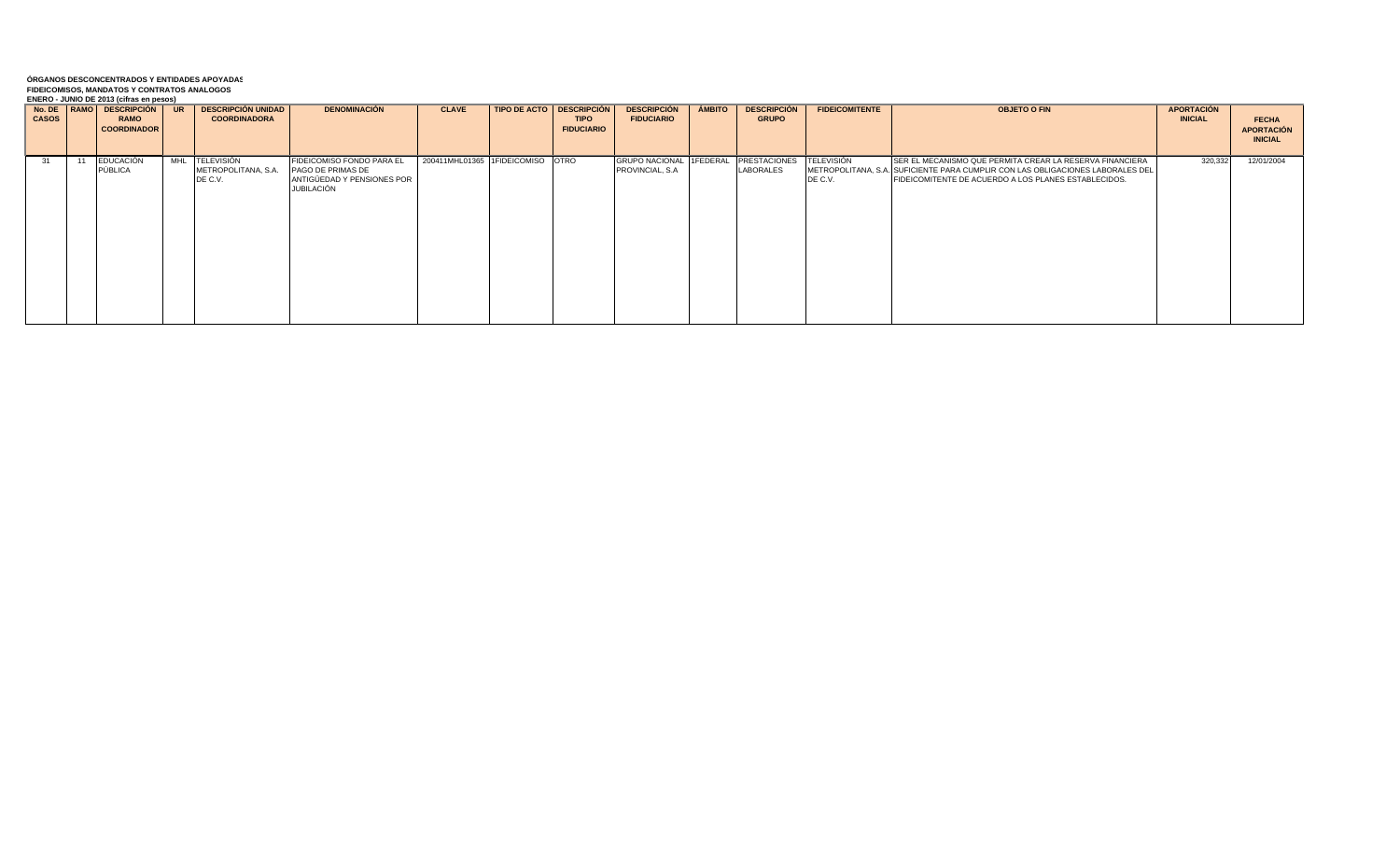**ÓRGANOS DESCONCENTRADOS Y ENTIDADES APOYADAS**
**FIDEICOMISOS, MANDATOS Y CONTRATOS ANALOGOS**
**ENERO - JUNIO DE 2013 (cifras en pesos)**

| No. DE CASOS | RAMO | DESCRIPCIÓN RAMO COORDINADOR | UR | DESCRIPCIÓN UNIDAD COORDINADORA | DENOMINACIÓN | CLAVE | TIPO DE ACTO | DESCRIPCIÓN TIPO FIDUCIARIO | DESCRIPCIÓN FIDUCIARIO | ÁMBITO | DESCRIPCIÓN GRUPO | FIDEICOMITENTE | OBJETO O FIN | APORTACIÓN INICIAL | FECHA APORTACIÓN INICIAL |
|---|---|---|---|---|---|---|---|---|---|---|---|---|---|---|---|
| 31 | 11 | EDUCACIÓN PÚBLICA | MHL | TELEVISIÓN METROPOLITANA, S.A. DE C.V. | FIDEICOMISO FONDO PARA EL PAGO DE PRIMAS DE ANTIGÜEDAD Y PENSIONES POR JUBILACIÓN | 200411MHL01365 | 1FIDEICOMISO | OTRO | GRUPO NACIONAL PROVINCIAL, S.A | 1FEDERAL | PRESTACIONES LABORALES | TELEVISIÓN METROPOLITANA, S.A. DE C.V. | SER EL MECANISMO QUE PERMITA CREAR LA RESERVA FINANCIERA SUFICIENTE PARA CUMPLIR CON LAS OBLIGACIONES LABORALES DEL FIDEICOMITENTE DE ACUERDO A LOS PLANES ESTABLECIDOS. | 320,332 | 12/01/2004 |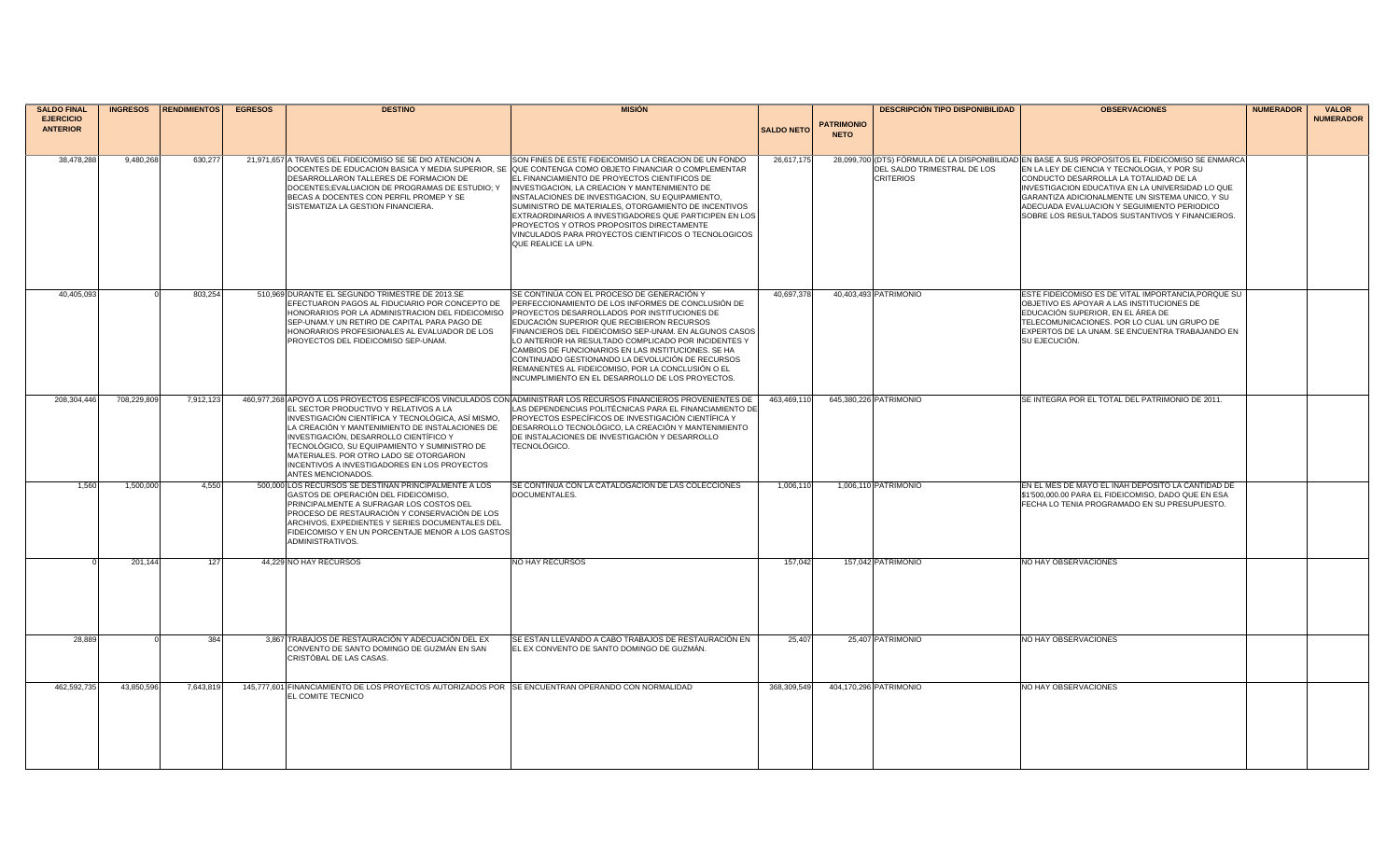| SALDO FINAL EJERCICIO ANTERIOR | INGRESOS | RENDIMIENTOS | EGRESOS | DESTINO | MISIÓN | SALDO NETO | PATRIMONIO NETO | DESCRIPCIÓN TIPO DISPONIBILIDAD | OBSERVACIONES | NUMERADOR | VALOR NUMERADOR |
|---|---|---|---|---|---|---|---|---|---|---|---|
| 38,478,288 | 9,480,268 | 630,277 | 21,971,657 | A TRAVES DEL FIDEICOMISO SE SE DIO ATENCION A DOCENTES DE EDUCACION BASICA Y MEDIA SUPERIOR, SE DESARROLLARON TALLERES DE FORMACION DE DOCENTES,EVALUACION DE PROGRAMAS DE ESTUDIO; Y BECAS A DOCENTES CON PERFIL PROMEP Y SE SISTEMATIZA LA GESTION FINANCIERA. | SON FINES DE ESTE FIDEICOMISO LA CREACION DE UN FONDO QUE CONTENGA COMO OBJETO FINANCIAR O COMPLEMENTAR EL FINANCIAMIENTO DE PROYECTOS CIENTIFICOS DE INVESTIGACION, LA CREACION Y MANTENIMIENTO DE INSTALACIONES DE INVESTIGACION, SU EQUIPAMIENTO, SUMINISTRO DE MATERIALES, OTORGAMIENTO DE INCENTIVOS EXTRAORDINARIOS A INVESTIGADORES QUE PARTICIPEN EN LOS PROYECTOS Y OTROS PROPOSITOS DIRECTAMENTE VINCULADOS PARA PROYECTOS CIENTIFICOS O TECNOLOGICOS QUE REALICE LA UPN. | 26,617,175 | 28,099,700 | (DTS) FÓRMULA DE LA DISPONIBILIDAD DEL SALDO TRIMESTRAL DE LOS CRITERIOS | EN BASE A SUS PROPOSITOS EL FIDEICOMISO SE ENMARCA EN LA LEY DE CIENCIA Y TECNOLOGIA, Y POR SU CONDUCTO DESARROLLA LA TOTALIDAD DE LA INVESTIGACION EDUCATIVA EN LA UNIVERSIDAD LO QUE GARANTIZA ADICIONALMENTE UN SISTEMA UNICO, Y SU ADECUADA EVALUACION Y SEGUIMIENTO PERIODICO SOBRE LOS RESULTADOS SUSTANTIVOS Y FINANCIEROS. | | |
| 40,405,093 | 0 | 803,254 | 510,969 | DURANTE EL SEGUNDO TRIMESTRE DE 2013.SE EFECTUARON PAGOS AL FIDUCIARIO POR CONCEPTO DE HONORARIOS POR LA ADMINISTRACION DEL FIDEICOMISO SEP-UNAM.Y UN RETIRO DE CAPITAL PARA PAGO DE HONORARIOS PROFESIONALES AL EVALUADOR DE LOS PROYECTOS DEL FIDEICOMISO SEP-UNAM. | SE CONTINUA CON EL PROCESO DE GENERACIÓN Y PERFECCIONAMIENTO DE LOS INFORMES DE CONCLUSIÓN DE PROYECTOS DESARROLLADOS POR INSTITUCIONES DE EDUCACIÓN SUPERIOR QUE RECIBIERON RECURSOS FINANCIEROS DEL FIDEICOMISO SEP-UNAM. EN ALGUNOS CASOS LO ANTERIOR HA RESULTADO COMPLICADO POR INCIDENTES Y CAMBIOS DE FUNCIONARIOS EN LAS INSTITUCIONES. SE HA CONTINUADO GESTIONANDO LA DEVOLUCIÓN DE RECURSOS REMANENTES AL FIDEICOMISO, POR LA CONCLUSIÓN O EL INCUMPLIMIENTO EN EL DESARROLLO DE LOS PROYECTOS. | 40,697,378 | 40,403,493 | PATRIMONIO | ESTE FIDEICOMISO ES DE VITAL IMPORTANCIA,PORQUE SU OBJETIVO ES APOYAR A LAS INSTITUCIONES DE EDUCACIÓN SUPERIOR, EN EL ÁREA DE TELECOMUNICACIONES. POR LO CUAL UN GRUPO DE EXPERTOS DE LA UNAM. SE ENCUENTRA TRABAJANDO EN SU EJECUCIÓN. | | |
| 208,304,446 | 708,229,809 | 7,912,123 | 460,977,268 | APOYO A LOS PROYECTOS ESPECÍFICOS VINCULADOS CON EL SECTOR PRODUCTIVO Y RELATIVOS A LA INVESTIGACIÓN CIENTÍFICA Y TECNOLÓGICA, ASÍ MISMO, LA CREACIÓN Y MANTENIMIENTO DE INSTALACIONES DE INVESTIGACIÓN, DESARROLLO CIENTÍFICO Y TECNOLÓGICO, SU EQUIPAMIENTO Y SUMINISTRO DE MATERIALES. POR OTRO LADO SE OTORGARON INCENTIVOS A INVESTIGADORES EN LOS PROYECTOS ANTES MENCIONADOS. | ADMINISTRAR LOS RECURSOS FINANCIEROS PROVENIENTES DE LAS DEPENDENCIAS POLITÉCNICAS PARA EL FINANCIAMIENTO DE PROYECTOS ESPECÍFICOS DE INVESTIGACIÓN CIENTÍFICA Y DESARROLLO TECNOLÓGICO, LA CREACIÓN Y MANTENIMIENTO DE INSTALACIONES DE INVESTIGACIÓN Y DESARROLLO TECNOLÓGICO. | 463,469,110 | 645,380,226 | PATRIMONIO | SE INTEGRA POR EL TOTAL DEL PATRIMONIO DE 2011. | | |
| 1,560 | 1,500,000 | 4,550 | 500,000 | LOS RECURSOS SE DESTINAN PRINCIPALMENTE A LOS GASTOS DE OPERACIÓN DEL FIDEICOMISO, PRINCIPALMENTE A SUFRAGAR LOS COSTOS DEL PROCESO DE RESTAURACIÓN Y CONSERVACIÓN DE LOS ARCHIVOS, EXPEDIENTES Y SERIES DOCUMENTALES DEL FIDEICOMISO Y EN UN PORCENTAJE MENOR A LOS GASTOS ADMINISTRATIVOS. | SE CONTINUA CON LA CATALOGACIÓN DE LAS COLECCIONES DOCUMENTALES. | 1,006,110 | 1,006,110 | PATRIMONIO | EN EL MES DE MAYO EL INAH DEPOSITO LA CANTIDAD DE $1'500,000.00 PARA EL FIDEICOMISO, DADO QUE EN ESA FECHA LO TENIA PROGRAMADO EN SU PRESUPUESTO. | | |
| 0 | 201,144 | 127 | 44,229 | NO HAY RECURSOS | NO HAY RECURSOS | 157,042 | 157,042 | PATRIMONIO | NO HAY OBSERVACIONES | | |
| 28,889 | 0 | 384 | 3,867 | TRABAJOS DE RESTAURACIÓN Y ADECUACIÓN DEL EX CONVENTO DE SANTO DOMINGO DE GUZMÁN EN SAN CRISTÓBAL DE LAS CASAS. | SE ESTAN LLEVANDO A CABO TRABAJOS DE RESTAURACIÓN EN EL EX CONVENTO DE SANTO DOMINGO DE GUZMÁN. | 25,407 | 25,407 | PATRIMONIO | NO HAY OBSERVACIONES | | |
| 462,592,735 | 43,850,596 | 7,643,819 | 145,777,601 | FINANCIAMIENTO DE LOS PROYECTOS AUTORIZADOS POR EL COMITE TECNICO | SE ENCUENTRAN OPERANDO CON NORMALIDAD | 368,309,549 | 404,170,296 | PATRIMONIO | NO HAY OBSERVACIONES | | |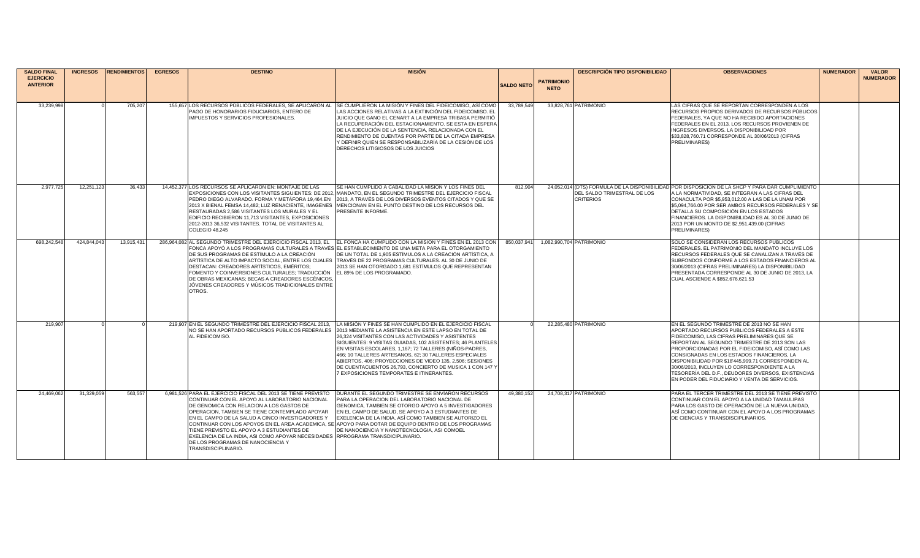| SALDO FINAL EJERCICIO ANTERIOR | INGRESOS | RENDIMIENTOS | EGRESOS | DESTINO | MISIÓN | SALDO NETO | PATRIMONIO NETO | DESCRIPCIÓN TIPO DISPONIBILIDAD | OBSERVACIONES | NUMERADOR | VALOR NUMERADOR |
|---|---|---|---|---|---|---|---|---|---|---|---|
| 33,239,998 | 0 | 705,207 | 155,657 | LOS RECURSOS PÚBLICOS FEDERALES, SE APLICARON AL PAGO DE HONORARIOS FIDUCIARIOS, ENTERO DE IMPUESTOS Y SERVICIOS PROFESIONALES. | SE CUMPLIERON LA MISIÓN Y FINES DEL FIDEICOMISO, ASÍ COMO LAS ACCIONES RELATIVAS A LA EXTINCIÓN DEL FIDEICOMISO. EL JUICIO QUE GANO EL CENART A LA EMPRESA TRIBASA PERMITIÓ LA RECUPERACIÓN DEL ESTACIONAMIENTO. SE ESTA EN ESPERA DE LA EJECUCIÓN DE LA SENTENCIA, RELACIONADA CON EL RENDIMIENTO DE CUENTAS POR PARTE DE LA CITADA EMPRESA Y DEFINIR QUIEN SE RESPONSABILIZARÍA DE LA CESIÓN DE LOS DERECHOS LITIGIOSOS DE LOS JUICIOS | 33,789,549 | 33,828,761 | PATRIMONIO | LAS CIFRAS QUE SE REPORTAN CORRESPONDEN A LOS RECURSOS PROPIOS DERIVADOS DE RECURSOS PÚBLICOS FEDERALES, YA QUE NO HA RECIBIDO APORTACIONES FEDERALES EN EL 2013, LOS RECURSOS PROVIENEN DE INGRESOS DIVERSOS. LA DISPONIBILIDAD POR $33,828,760.71 CORRESPONDE AL 30/06/2013 (CIFRAS PRELIMINARES) | | |
| 2,977,725 | 12,251,123 | 36,433 | 14,452,377 | LOS RECURSOS SE APLICARON EN: MONTAJE DE LAS EXPOSICIONES CON LOS VISITANTES SIGUIENTES: DE 2012, PEDRO DIEGO ALVARADO. FORMA Y METÁFORA 19,464.EN 2013 X BIENAL FEMSA 14,482; LUZ RENACIENTE, IMAGENES RESTAURADAS 2,586 VISITANTES LOS MURALES Y EL EDIFICIO RECIBIERON 11,713 VISITANTES, EXPOSICIONES 2012-2013 36,532 VISITANTES. TOTAL DE VISITANTES AL COLEGIO 48,245 | SE HAN CUMPLIDO A CABALIDAD LA MISION Y LOS FINES DEL MANDATO, EN EL SEGUNDO TRIMESTRE DEL EJERCICIO FISCAL 2013, A TRAVÉS DE LOS DIVERSOS EVENTOS CITADOS Y QUE SE MENCIONAN EN EL PUNTO DESTINO DE LOS RECURSOS DEL PRESENTE INFORME. | 812,904 | 24,052,014 | (DTS) FORMULA DE LA DISPONIBILIDAD DEL SALDO TRIMESTRAL DE LOS CRITERIOS | POR DISPOSICION DE LA SHCP Y PARA DAR CUMPLIMIENTO A LA NORMATIVIDAD, SE INTEGRAN A LAS CIFRAS DEL CONACULTA POR $5,953,012.00 A LAS DE LA UNAM POR $5,094,766.00 POR SER AMBOS RECURSOS FEDERALES Y SE DETALLA SU COMPOSICIÓN EN LOS ESTADOS FINANCIEROS. LA DISPONIBILIDAD ES AL 30 DE JUNIO DE 2013 POR UN MONTO DE $2,951,439.00 (CIFRAS PRELIMINARES) | | |
| 698,242,548 | 424,844,043 | 13,915,431 | 286,964,082 | AL SEGUNDO TRIMESTRE DEL EJERCICIO FISCAL 2013, EL FONCA APOYÓ A LOS PROGRAMAS CULTURALES A TRAVÉS DE SUS PROGRAMAS DE ESTÍMULO A LA CREACIÓN ARTÍSTICA DE ALTO IMPACTO SOCIAL, ENTRE LOS CUALES DESTACAN: CREADORES ARTÍSTICOS, EMÉRITOS; FOMENTO Y COINVERSIONES CULTURALES; TRADUCCIÓN DE OBRAS MEXICANAS; BECAS A CREADORES ESCÉNICOS, JÓVENES CREADORES Y MÚSICOS TRADICIONALES ENTRE OTROS. | EL FONCA HA CUMPLIDO CON LA MISION Y FINES EN EL 2013 CON EL ESTABLECIMIENTO DE UNA META PARA EL OTORGAMIENTO DE UN TOTAL DE 1,905 ESTÍMULOS A LA CREACIÓN ARTÍSTICA, A TRAVÉS DE 22 PROGRAMAS CULTURALES. AL 30 DE JUNIO DE 2013 SE HAN OTORGADO 1,681 ESTÍMULOS QUE REPRESENTAN EL 89% DE LOS PROGRAMADO. | 850,037,941 | 1,082,990,704 | PATRIMONIO | SOLO SE CONSIDERAN LOS RECURSOS PUBLICOS FEDERALES. EL PATRIMONIO DEL MANDATO INCLUYE LOS RECURSOS FEDERALES QUE SE CANALIZAN A TRAVÉS DE SUBFONDOS CONFORME A LOS ESTADOS FINANCIEROS AL 30/06/2013 (CIFRAS PRELIMINARES) LA DISPONIBILIDAD PRESENTADA CORRESPONDE AL 30 DE JUNIO DE 2013, LA CUAL ASCIENDE A $852,676,621.53 | | |
| 219,907 | 0 | 0 | 219,907 | EN EL SEGUNDO TRIMESTRE DEL EJERCICIO FISCAL 2013, NO SE HAN APORTADO RECURSOS PÚBLICOS FEDERALES AL FIDEICOMISO. | LA MISIÓN Y FINES SE HAN CUMPLIDO EN EL EJERCICIO FISCAL 2013 MEDIANTE LA ASISTENCIA EN ESTE LAPSO EN TOTAL DE 26,324 VISITANTES CON LAS ACTIVIDADES Y ASISTENTES SIGUIENTES: 9 VISITAS GUIADAS, 102 ASISTENTES; 46 PLANTELES EN VISITAS ESCOLARES, 1,167; 72 TALLERES (NIÑOS-PADRES, 466; 10 TALLERES ARTESANOS, 62; 30 TALLERES ESPECIALES ABIERTOS, 406; PROYECCIONES DE VIDEO 135, 2,506; SESIONES DE CUENTACUENTOS 26,793, CONCIERTO DE MUSICA 1 CON 147 Y 7 EXPOSICIONES TEMPORATES E ITINERANTES. | 0 | 22,285,480 | PATRIMONIO | EN EL SEGUNDO TRIMESTRE DE 2013 NO SE HAN APORTADO RECURSOS PUBLICOS FEDERALES A ESTE FIDEICOMISO, LAS CIFRAS PRELIMINARES QUE SE REPORTAN AL SEGUNDO TRIMESTRE DE 2013 SON LAS PROPORCIONADAS POR EL FIDEICOMISO, ASÍ COMO LAS CONSIGNADAS EN LOS ESTADOS FINANCIEROS, LA DISPONIBILIDAD POR $18'445,999.71 CORRESPONDEN AL 30/06/2013, INCLUYEN LO CORRESPONDIENTE A LA TESORERÍA DEL D.F., DEUDORES DIVERSOS, EXISTENCIAS EN PODER DEL FIDUCIARIO Y VENTA DE SERVICIOS. | | |
| 24,469,062 | 31,329,059 | 563,557 | 6,981,526 | PARA EL EJERCICIO FISCAL DEL 2013 SE TIENE PREVISTO CONTINUAR CON EL APOYO AL LABORATORIO NACIONAL DE GENOMICA CON RELACION A LOS GASTOS DE OPERACION, TAMBIEN SE TIENE CONTEMPLADO APOYAR EN EL CAMPO DE LA SALUD A CINCO INVESTIGADORES Y CONTINUAR CON LOS APOYOS EN EL AREA ACADEMICA, SE TIENE PREVISTO EL APOYO A 3 ESTUDIANTES DE EXELENCIA DE LA INDIA, ASI COMO APOYAR NECESIDADES DE LOS PROGRAMAS DE NANOCIENCIA Y TRANSDISCIPLINARIO. | DURANTE EL SEGUNDO TRIMESTRE SE ENVÍARON RECURSOS PARA LA OPERACION DEL LABORATORIO NACIONAL DE GENOMICA, TAMBIEN SE OTORGO APOYO A 5 INVESTIGADORES EN EL CAMPO DE SALUD, SE APOYO A 3 ESTUDIANTES DE EXELENCIA DE LA INDIA, ASÍ COMO TAMBIEN SE AUTORIZO EL APOYO PARA DOTAR DE EQUIPO DENTRO DE LOS PROGRAMAS DE NANOCIENCIA Y NANOTECNOLOGIA, ASI COMOEL RPROGRAMA TRANSDICIPLINARIO. | 49,380,152 | 24,708,317 | PATRIMONIO | PARA EL TERCER TRIMESTRE DEL 2013 SE TIENE PREVISTO CONTINUAR CON EL APOYO A LA UNIDAD TAMAULIPAS PARA LOS GASTO DE OPERACIÓN DE LA NUEVA UNIDAD, ASÍ COMO CONTINUAR CON EL APOYO A LOS PROGRAMAS DE CIENCIAS Y TRANSDISCIPLINARIOS. | | |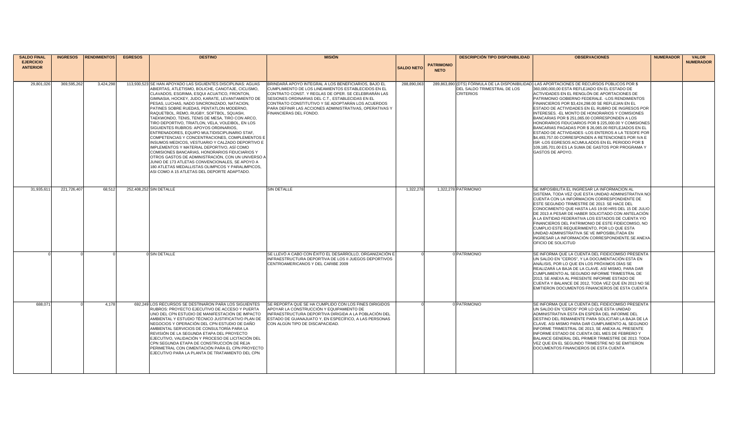| SALDO FINAL EJERCICIO ANTERIOR | INGRESOS | RENDIMIENTOS | EGRESOS | DESTINO | MISIÓN | SALDO NETO | PATRIMONIO NETO | DESCRIPCIÓN TIPO DISPONIBILIDAD | OBSERVACIONES | NUMERADOR | VALOR NUMERADOR |
|---|---|---|---|---|---|---|---|---|---|---|---|
| 29,801,026 | 369,595,262 | 3,424,298 | 113,930,523 | SE HAN APOYADO LAS SIGUIENTES DISCIPLINAS: AGUAS ABIERTAS, ATLETISMO, BOLICHE, CANOTAJE, CICLISMO, CLAVADOS, ESGRIMA, ESQUI ACUATICO, FRONTON, GIMNASIA, HOCKEY, JUDO, KARATE, LEVANTAMIENTO DE PESAS, LUCHAS, NADO SINCRONIZADO, NATACION, PATINES SOBRE RUEDAS, PENTATLON MODERNO, RAQUETBOL, REMO, RUGBY, SOFTBOL, SQUASH, TAEKWONDO, TENIS, TENIS DE MESA, TIRO CON ARCO, TIRO DEPORTIVO, TRIATLON, VELA, VOLEIBOL, EN LOS SIGUIENTES RUBROS: APOYOS ORDINARIOS, ENTRENADORES, EQUIPO MULTIDISCIPLINARIO STAF, COMPETENCIAS Y CONCENTRACIONES, COMPLEMENTOS E INSUMOS MEDICOS, VESTUARIO Y CALZADO DEPORTIVO E IMPLEMENTOS Y MATERIAL DEPORTIVO, ASÍ COMO COMISIONES BANCARIAS, HONORARIOS FIDUCIARIOS Y OTROS GASTOS DE ADMINISTRACIÓN, CON UN UNIVERSO A JUNIO DE 173 ATLETAS CONVENCIONALES, SE APOYO A 180 ATLETAS MEDALLISTAS OLIMPICOS Y PARALIMPICOS, ASI COMO A 15 ATLETAS DEL DEPORTE ADAPTADO. | BRINDARÁ APOYO INTEGRAL A LOS BENEFICIARIOS, BAJO EL CUMPLIMIENTO DE LOS LINEAMIENTOS ESTABLECIDOS EN EL CONTRATO CONST. Y REGLAS DE OPER. SE CELEBRARÁN LAS SESIONES ORDINARIAS DEL C.T., ESTABLECIDAS EN EL CONTRATO CONSTITUTIVO Y SE ADOPTARÁN LOS ACUERDOS PARA DEFINIR LAS ACCIONES ADMINISTRATIVAS, OPERATIVAS Y FINANCIERAS DEL FONDO. | 288,890,063 | 289,863,890 | (DTS) FÓRMULA DE LA DISPONIBILIDAD DEL SALDO TRIMESTRAL DE LOS CRITERIOS | -LAS APORTACIONES DE RECURSOS PÚBLICOS POR $ 360,000,000,00 ESTA REFLEJADO EN EL ESTADO DE ACTIVIDADES EN EL RENGLÓN DE APORTACIONES DE PATRIMONIO GOBIERNO FEDERALE. -LOS RENDIMIENTOS FINANCIEROS POR $3,424,298.00 SE REFLEJAN EN EL ESTADO DE ACTIVIDADES EN EL RUBRO DE INGRESOS POR INTERESES. -EL MONTO DE HONORARIOS Y COMISIONES BANCARIAS POR $ 251,065.00 CORRESPONDEN A LOS HONORARIOS FIDUCIARIOS POR $ 225,000.00 Y COMISIONES BANCARIAS PAGADAS POR $ 26,065.00 REFLEJADOS EN EL ESTADO DE ACTIVIDADES -LOS ENTEROS A LA TESOFE POR $4,493,757.00 CORRESPONDEN A RETENCIONES POR IVA E ISR -LOS EGRESOS ACUMULADOS EN EL PERIODO POR $ 109,185,701.00 ES LA SUMA DE GASTOS POR PROGRAMA Y GASTOS DE APOYO. | | |
| 31,935,611 | 221,726,407 | 68,512 | 252,408,252 | SIN DETALLE | SIN DETALLE | 1,322,278 | 1,322,278 | PATRIMONIO | SE IMPOSIBILITA EL INGRESAR LA INFORMACION AL SISTEMA, TODA VEZ QUE ESTA UNIDAD ADMINISTRATIVA NO CUENTA CON LA INFORMACION CORRESPONDIENTE DE ESTE SEGUNDO TRIMESTRE DE 2013. SE HACE DEL CONOCIMIENTO QUE HASTA LAS 19:00 HRS DEL 15 DE JULIO DE 2013 A PESAR DE HABER SOLICITADO CON ANTELACIÓN A LA ENTIDAD FEDERATIVA LOS ESTADOS DE CUENTA Y/O FINANCIEROS DEL PATRIMONIO DE ESTE FIDEICOMISO, NO CUMPLIO ESTE REQUERIMIENTO, POR LO QUE ESTA UNIDAD ADMINISTRATIVA SE VE IMPOSIBILITADA EN INGRESAR LA INFORMACIÓN CORRESPONDIENTE.SE ANEXA OFICIO DE SOLICITUD | | |
| 0 | 0 | 0 | 0 | SIN DETALLE | SE LLEVÓ A CABO CON ÉXITO EL DESARROLLO, ORGANIZACIÓN E INFRAESTRUCTURA DEPORTIVA DE LOS II JUEGOS DEPORTIVOS CENTROAMERICANOS Y DEL CARIBE 2009 | 0 | 0 | PATRIMONIO | SE INFORMA QUE LA CUENTA DEL FIDEICOMISO PRESENTA UN SALDO EN "CEROS", Y LA DOCUMENTACIÓN ESTA EN ANÁLISIS, POR LO QUE EN LOS PRÓXIMOS DÍAS SE REALIZARÁ LA BAJA DE LA CLAVE. ASÍ MISMO, PARA DAR CUMPLIMIENTO AL SEGUNDO INFORME TRIMESTRAL DE 2013, SE ANEXA AL PRESENTE INFORME ESTADO DE CUENTA Y BALANCE DE 2012, TODA VEZ QUE EN 2013 NO SE EMITIERON DOCUMENTOS FINANCIEROS DE ESTA CUENTA | | |
| 688,071 | 0 | 4,178 | 692,249 | LOS RECURSOS SE DESTINARON PARA LOS SIGUIENTES RUBROS: PROYECTO EJECUTIVO DE ACCESO Y PUERTA UNO DEL CPN ESTUDIO DE MANIFESTACIÓN DE IMPACTO AMBIENTAL Y ESTUDIO TÉCNICO JUSTIFICATIVO PLAN DE NEGOCIOS Y OPERACIÓN DEL CPN ESTUDIO DE DAÑO AMBIENTAL SERVICIOS DE CONSULTORÍA PARA LA REVISIÓN DE LA SEGUNDA ETAPA DEL PROYECTO EJECUTIVO, VALIDACIÓN Y PROCESO DE LICITACIÓN DEL CPN SEGUNDA ETAPA DE CONSTRUCCIÓN DE REJA PERIMETRAL CON CIMENTACIÓN PARA EL CPN PROYECTO EJECUTIVO PARA LA PLANTA DE TRATAMIENTO DEL CPN | SE REPORTA QUE SE HA CUMPLIDO CON LOS FINES DIRIGIDOS APOYAR LA CONSTRUCCIÓN Y EQUIPAMIENTO DE INFRAESTRUCTURA DEPORTIVA DIRIGIDA A LA POBLACIÓN DEL ESTADO DE GUANAJUATO Y, EN ESPECÍFICO, A LAS PERSONAS CON ALGÚN TIPO DE DISCAPACIDAD. | 0 | 0 | PATRIMONIO | SE INFORMA QUE LA CUENTA DEL FIDEICOMISO PRESENTA UN SALDO EN "CEROS" POR LO QUE ESTA UNIDAD ADMINISTRATIVA ESTA EN ESPERA DEL INFORME DEL DESTINO DEL REMANENTE PARA SOLICITAR LA BAJA DE LA CLAVE. ASI MISMO PARA DAR CUMPLIMIENTO AL SEGUNDO INFORME TRIMESTRAL DE 2013, SE ANEXA AL PRESENTE INFORME ESTADO DE CUENTA DEL MES DE FEBRERO Y BALANCE GENERAL DEL PRIMER TRIMESTRE DE 2013. TODA VEZ QUE EN EL SEGUNDO TRIMESTRE NO SE EMITIERON DOCUMENTOS FINANCIEROS DE ESTA CUENTA | | |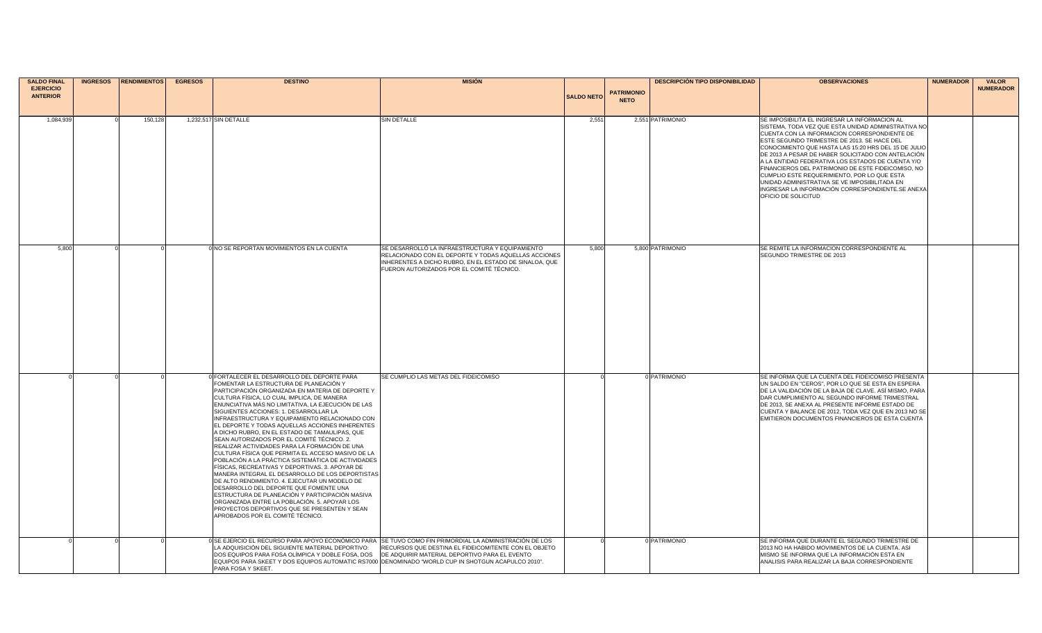| SALDO FINAL EJERCICIO ANTERIOR | INGRESOS | RENDIMIENTOS | EGRESOS | DESTINO | MISIÓN | SALDO NETO | PATRIMONIO NETO | DESCRIPCIÓN TIPO DISPONIBILIDAD | OBSERVACIONES | NUMERADOR | VALOR NUMERADOR |
|---|---|---|---|---|---|---|---|---|---|---|---|
| 1,084,939 | 0 | 150,128 | 1,232,517 | SIN DETALLE | SIN DETALLE | 2,551 | 2,551 | PATRIMONIO | SE IMPOSIBILITA EL INGRESAR LA INFORMACION AL SISTEMA, TODA VEZ QUE ESTA UNIDAD ADMINISTRATIVA NO CUENTA CON LA INFORMACION CORRESPONDIENTE DE ESTE SEGUNDO TRIMESTRE DE 2013. SE HACE DEL CONOCIMIENTO QUE HASTA LAS 15:20 HRS DEL 15 DE JULIO DE 2013 A PESAR DE HABER SOLICITADO CON ANTELACIÓN A LA ENTIDAD FEDERATIVA LOS ESTADOS DE CUENTA Y/O FINANCIEROS DEL PATRIMONIO DE ESTE FIDEICOMISO, NO CUMPLIO ESTE REQUERIMIENTO, POR LO QUE ESTA UNIDAD ADMINISTRATIVA SE VE IMPOSIBILITADA EN INGRESAR LA INFORMACIÓN CORRESPONDIENTE.SE ANEXA OFICIO DE SOLICITUD | | |
| 5,800 | 0 | 0 | 0 | NO SE REPORTAN MOVIMIENTOS EN LA CUENTA | SE DESARROLLÓ LA INFRAESTRUCTURA Y EQUIPAMIENTO RELACIONADO CON EL DEPORTE Y TODAS AQUELLAS ACCIONES INHERENTES A DICHO RUBRO, EN EL ESTADO DE SINALOA, QUE FUERON AUTORIZADOS POR EL COMITÉ TÉCNICO. | 5,800 | 5,800 | PATRIMONIO | SE REMITE LA INFORMACION CORRESPONDIENTE AL SEGUNDO TRIMESTRE DE 2013 | | |
| 0 | 0 | 0 | 0 | FORTALECER EL DESARROLLO DEL DEPORTE PARA FOMENTAR LA ESTRUCTURA DE PLANEACIÓN Y PARTICIPACIÓN ORGANIZADA EN MATERIA DE DEPORTE Y CULTURA FÍSICA, LO CUAL IMPLICA, DE MANERA ENUNCIATIVA MÁS NO LIMITATIVA, LA EJECUCIÓN DE LAS SIGUIENTES ACCIONES: 1. DESARROLLAR LA INFRAESTRUCTURA Y EQUIPAMIENTO RELACIONADO CON EL DEPORTE Y TODAS AQUELLAS ACCIONES INHERENTES A DICHO RUBRO, EN EL ESTADO DE TAMAULIPAS, QUE SEAN AUTORIZADOS POR EL COMITÉ TÉCNICO. 2. REALIZAR ACTIVIDADES PARA LA FORMACIÓN DE UNA CULTURA FÍSICA QUE PERMITA EL ACCESO MASIVO DE LA POBLACIÓN A LA PRÁCTICA SISTEMÁTICA DE ACTIVIDADES FÍSICAS, RECREATIVAS Y DEPORTIVAS. 3. APOYAR DE MANERA INTEGRAL EL DESARROLLO DE LOS DEPORTISTAS DE ALTO RENDIMIENTO. 4. EJECUTAR UN MODELO DE DESARROLLO DEL DEPORTE QUE FOMENTE UNA ESTRUCTURA DE PLANEACIÓN Y PARTICIPACIÓN MASIVA ORGANIZADA ENTRE LA POBLACIÓN. 5. APOYAR LOS PROYECTOS DEPORTIVOS QUE SE PRESENTEN Y SEAN APROBADOS POR EL COMITÉ TÉCNICO. | SE CUMPLIO LAS METAS DEL FIDEICOMISO | 0 | 0 | PATRIMONIO | SE INFORMA QUE LA CUENTA DEL FIDEICOMISO PRESENTA UN SALDO EN "CEROS", POR LO QUE SE ESTA EN ESPERA DE LA VALIDACIÓN DE LA BAJA DE CLAVE. ASÍ MISMO, PARA DAR CUMPLIMIENTO AL SEGUNDO INFORME TRIMESTRAL DE 2013, SE ANEXA AL PRESENTE INFORME ESTADO DE CUENTA Y BALANCE DE 2012, TODA VEZ QUE EN 2013 NO SE EMITIERON DOCUMENTOS FINANCIEROS DE ESTA CUENTA | | |
| 0 | 0 | 0 | 0 | SE EJERCIO EL RECURSO PARA APOYO ECONÓMICO PARA LA ADQUISICIÓN DEL SIGUIENTE MATERIAL DEPORTIVO: DOS EQUIPOS PARA FOSA OLÍMPICA Y DOBLE FOSA, DOS EQUIPOS PARA SKEET Y DOS EQUIPOS AUTOMATIC RS7000 PARA FOSA Y SKEET. | SE TUVO COMO FIN PRIMORDIAL LA ADMINISTRACIÓN DE LOS RECURSOS QUE DESTINA EL FIDEICOMITENTE CON EL OBJETO DE ADQUIRIR MATERIAL DEPORTIVO PARA EL EVENTO DENOMINADO "WORLD CUP IN SHOTGUN ACAPULCO 2010". | 0 | 0 | PATRIMONIO | SE INFORMA QUE DURANTE EL SEGUNDO TRIMESTRE DE 2013 NO HA HABIDO MOVIMIENTOS DE LA CUENTA. ASI MISMO SE INFORMA QUE LA INFORMACIÓN ESTA EN ANALISIS PARA REALIZAR LA BAJA CORRESPONDIENTE | | |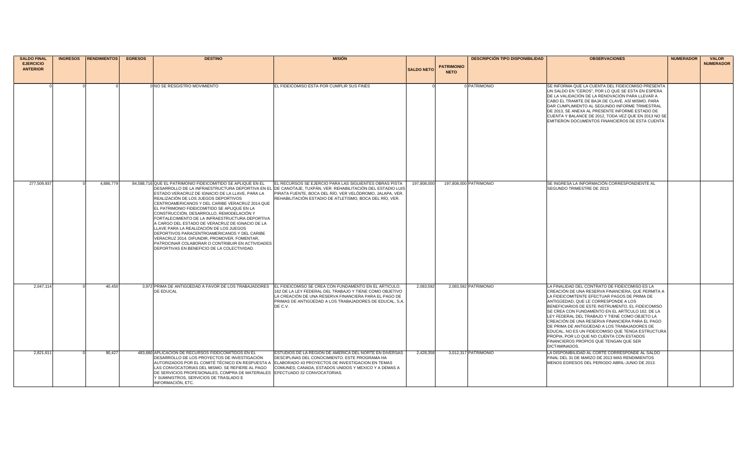| SALDO FINAL EJERCICIO ANTERIOR | INGRESOS | RENDIMIENTOS | EGRESOS | DESTINO | MISIÓN | SALDO NETO | PATRIMONIO NETO | DESCRIPCIÓN TIPO DISPONIBILIDAD | OBSERVACIONES | NUMERADOR | VALOR NUMERADOR |
|---|---|---|---|---|---|---|---|---|---|---|---|
| 0 | 0 | 0 | 0 | NO SE RESGISTRO MOVIMIENTO | EL FIDEICOMISO ESTA POR CUMPLIR SUS FINES | 0 | 0 | PATRIMONIO | SE INFORMA QUE LA CUENTA DEL FIDEICOMISO PRESENTA UN SALDO EN "CEROS", POR LO QUE SE ESTA EN ESPERA DE LA VALIDACIÓN DE LA RENOVACIÓN PARA LLEVAR A CABO EL TRAMITE DE BAJA DE CLAVE. ASÍ MISMO, PARA DAR CUMPLIMIENTO AL SEGUNDO INFORME TRIMESTRAL DE 2013, SE ANEXA AL PRESENTE INFORME ESTADO DE CUENTA Y BALANCE DE 2012, TODA VEZ QUE EN 2013 NO SE EMITIERON DOCUMENTOS FINANCIEROS DE ESTA CUENTA | | |
| 277,509,937 | 0 | 4,886,779 | 84,588,716 | QUE EL PATRIMONIO FIDEICOMITIDO SE APLIQUE EN EL DESARROLLO DE LA INFRAESTRUCTURA DEPORTIVA EN EL ESTADO VERACRUZ DE IGNACIO DE LA LLAVE, PARA LA REALIZACIÓN DE LOS JUEGOS DEPORTIVOS CENTROAMERICANOS Y DEL CARIBE VERACRUZ 2014.QUE EL PATRIMONIO FIDEICOMITIDO SE APLIQUE EN LA CONSTRUCCIÓN, DESARROLLO, REMODELACIÓN Y FORTALECIMIENTO DE LA INFRAESTRUCTURA DEPORTIVA A CARGO DEL ESTADO DE VERACRUZ DE IGNACIO DE LA LLAVE PARA LA REALIZACIÓN DE LOS JUEGOS DEPORTIVOS PARACENTROAMERICANOS Y DEL CARIBE VERACRUZ 2014. DIFUNDIR, PROMOVER, FOMENTAR, PATROCINAR COLABORAR O CONTRIBUIR EN ACTIVIDADES DEPORTIVAS EN BENEFICIO DE LA COLECTIVIDAD. | EL RECURSOS SE EJERCIO PARA LAS SIGUIENTES OBRAS PISTA DE CANOTAJE, TUXPÁN, VER. REHABILITACIÓN DEL ESTADIO LUIS PIRATA FUENTE, BOCA DEL RÍO, VER VELÓDROMO, JALAPA, VER. REHABILITACIÓN ESTADIO DE ATLETISMO, BOCA DEL RÍO, VER. | 197,808,000 | 197,808,000 | PATRIMONIO | SE INGRESA LA INFORMACIÓN CORRESPONDIENTE AL SEGUNDO TRIMESTRE DE 2013 | | |
| 2,047,114 | 0 | 40,450 | 3,972 | PRIMA DE ANTIGÜEDAD A FAVOR DE LOS TRABAJADORES DE EDUCAL | EL FIDEICOMISO SE CREA CON FUNDAMENTO EN EL ARTICULO. 162 DE LA LEY FEDERAL DEL TRABAJO Y TIENE COMO OBJETIVO LA CREACIÓN DE UNA RESERVA FINANCIERA PARA EL PAGO DE PRIMAS DE ANTIGÜEDAD A LOS TRABAJADORES DE EDUCAL, S.A. DE C.V. | 2,083,592 | 2,083,592 | PATRIMONIO | LA FINALIDAD DEL CONTRATO DE FIDEICOMISO ES LA CREACIÓN DE UNA RESERVA FINANCIERA, QUE PERMITA A LA FIDEICOMITENTE EFECTUAR PAGOS DE PRIMA DE ANTIGÜEDAD, QUE LE CORRESPONDE A LOS BENEFICIARIOS DE ESTE INSTRUMENTO. EL FIDEICOMISO SE CREA CON FUNDAMENTO EN EL ARTÍCULO 162. DE LA LEY FEDERAL DEL TRABAJO Y TIENE COMO OBJETO LA CREACIÓN DE UNA RESERVA FINANCIERA PARA EL PAGO DE PRIMA DE ANTIGÜEDAD A LOS TRABAJADORES DE EDUCAL, NO ES UN FIDEICOMISO QUE TENGA ESTRUCTURA PROPIA, POR LO QUE NO CUENTA CON ESTADOS FINANCIEROS PROPIOS QUE TENGAN QUE SER DICTAMINADOS. | | |
| 2,821,611 | 0 | 90,427 | 483,680 | APLICACION DE RECURSOS FIDEICOMITIDOS EN EL DESARROLLO DE LOS PROYECTOS DE INVESTIGACIÓN AUTORIZADOS POR EL COMITÉ TÉCNICO EN RESPUESTA A LAS CONVOCATORIAS DEL MISMO. SE REFIERE AL PAGO DE SERVICIOS PROFESIONALES, COMPRA DE MATERIALES Y SUMINISTROS, SERVICIOS DE TRASLADO E INFORMACIÓN, ETC. | ESTUDIOS DE LA REGIÓN DE AMÉRICA DEL NORTE EN DIVERSAS DESCIPLINAS DEL CONOCIMIENTO. ESTE PROGRAMA HA ELABORADO 43 PROYECTOS DE INVESTIGACION EN TEMAS COMUNES; CANADA, ESTADOS UNIDOS Y MEXICO Y A DEMAS A EFECTUADO 32 CONVOCATORIAS. | 2,428,358 | 3,012,317 | PATRIMONIO | LA DISPONIBILIDAD AL CORTE CORRESPONDE AL SALDO FINAL DEL 31 DE MARZO DE 2013 MAS RENDIMIENTOS MENOS EGRESOS DEL PERIODO ABRIL-JUNIO DE 2013. | | |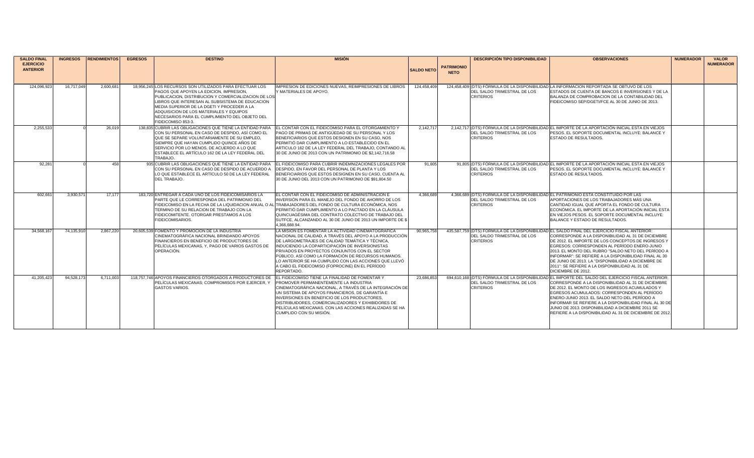| SALDO FINAL EJERCICIO ANTERIOR | INGRESOS | RENDIMIENTOS | EGRESOS | DESTINO | MISIÓN | SALDO NETO | PATRIMONIO NETO | DESCRIPCIÓN TIPO DISPONIBILIDAD | OBSERVACIONES | NUMERADOR | VALOR NUMERADOR |
|---|---|---|---|---|---|---|---|---|---|---|---|
| 124,096,923 | 16,717,049 | 2,600,681 | 18,956,245 | LOS RECURSOS SON UTILIZADOS PARA EFECTUAR LOS PAGOS QUE APOYEN LA EDICION, IMPRESION, PUBLICACION, DISTRIBUCION Y COMERCIALIZACION DE LOS LIBROS QUE INTERESAN AL SUBSISTEMA DE EDUCACION MEDIA SUPERIOR DE LA DGETI Y PROCEDER A LA ADQUISICION DE LOS MATERIALES Y EQUIPOS NECESARIOS PARA EL CUMPLIMIENTO DEL OBJETO DEL FIDEICOMISO 853-3. | IMPRESION DE EDICIONES NUEVAS, REIMPRESIONES DE LIBROS Y MATERIALES DE APOYO. | 124,458,409 | 124,458,409 | (DTS) FÓRMULA DE LA DISPONIBILIDAD DEL SALDO TRIMESTRAL DE LOS CRITERIOS | LA INFORMACION REPORTADA SE OBTUVO DE LOS ESTADOS DE CUENTA DE BANCOS E INVERSIONES Y DE LA BALANZA DE COMPROBACION DE LA CONTABILIDAD DEL FIDEICOMISO SEP/DGETI/FCE AL 30 DE JUNIO DE 2013. | | |
| 2,255,533 | 0 | 26,019 | 138,835 | CUBRIR LAS OBLIGACIONES QUE TIENE LA ENTIDAD PARA CON SU PERSONAL EN CASO DE DESPIDO, ASÍ COMO EL QUE SE SEPARE VOLUNTARIAMENTE DE SU EMPLEO, SIEMPRE QUE HAYAN CUMPLIDO QUINCE AÑOS DE SERVICIO POR LO MENOS, DE ACUERDO A LO QUE ESTABLECE EL ARTÍCULO 162 DE LA LEY FEDERAL DEL TRABAJO. | EL CONTAR CON EL FIDEICOMISO PARA EL OTORGAMIENTO Y PAGO DE PRIMAS DE ANTIGÜEDAD DE SU PERSONAL Y LOS BENEFICIARIOS QUE ESTOS DESIGNEN EN SU CASO, NOS PERMITIÓ DAR CUMPLIMIENTO A LO ESTABLECIDO EN EL ARTICULO 162 DE LA LEY FEDERAL DEL TRABAJO, CONTANDO AL 30 DE JUNIO DE 2013 CON UN PATRIMONIO DE $2,142,716.58 | 2,142,717 | 2,142,717 | (DTS) FÓRMULA DE LA DISPONIBILIDAD DEL SALDO TRIMESTRAL DE LOS CRITERIOS | EL IMPORTE DE LA APORTACIÓN INICIAL ESTA EN VIEJOS PESOS. EL SOPORTE DOCUMENTAL INCLUYE: BALANCE Y ESTADO DE RESULTADOS. | | |
| 92,281 | 0 | 458 | 935 | CUBRIR LAS OBLIGACIONES QUE TIENE LA ENTIDAD PARA CON SU PERSONAL EN CASO DE DESPIDO DE ACUERDO A LO QUE ESTABLECE EL ARTÍCULO 50 DE LA LEY FEDERAL DEL TRABAJO. | EL FIDEICOMISO PARA CUBRIR INDEMNIZACIONES LEGALES POR DESPIDO, EN FAVOR DEL PERSONAL DE PLANTA Y LOS BENEFICIARIOS QUE ESTOS DESIGNEN EN SU CASO, CUENTA AL 30 DE JUNIO DEL 2013 CON UN PATRIMONIO DE $91,804.50 | 91,805 | 91,805 | (DTS) FÓRMULA DE LA DISPONIBILIDAD DEL SALDO TRIMESTRAL DE LOS CRITERIOS | EL IMPORTE DE LA APORTACIÓN INICIAL ESTA EN VIEJOS PESOS. EL SOPORTE DOCUMENTAL INCLUYE: BALANCE Y ESTADO DE RESULTADOS. | | |
| 602,661 | 3,930,571 | 17,177 | 183,720 | ENTREGAR A CADA UNO DE LOS FIDEICOMISARIOS LA PARTE QUE LE CORRESPONDA DEL PATRIMONIO DEL FIDEICOMISO EN LA FECHA DE LA LIQUIDACION ANUAL O AL TERMINO DE SU RELACION DE TRABAJO CON LA FIDEICOMITENTE. OTORGAR PRESTAMOS A LOS FIDEICOMISARIOS. | EL CONTAR CON EL FIDEICOMISO DE ADMINISTRACION E INVERSIÓN PARA EL MANEJO DEL FONDO DE AHORRO DE LOS TRABAJADORES DEL FONDO DE CULTURA ECONÓMICA, NOS PERMITIÓ DAR CUMPLIMIENTO A LO PACTADO EN LA CLÁUSULA QUINCUAGÉSIMA DEL CONTRATO COLECTIVO DE TRABAJO DEL SUTFCE, ALCANZANDO AL 30 DE JUNIO DE 2013 UN IMPORTE DE $ 4,366,688.94. | 4,366,689 | 4,366,689 | (DTS) FÓRMULA DE LA DISPONIBILIDAD DEL SALDO TRIMESTRAL DE LOS CRITERIOS | EL PATRIMONIO ESTA CONSTITUIDO POR LAS APORTACIONES DE LOS TRABAJADORES MÁS UNA CANTIDAD IGUAL QUE APORTA EL FONDO DE CULTURA ECONÓMICA. EL IMPORTE DE LA APORTACIÓN INICIAL ESTA EN VIEJOS PESOS. EL SOPORTE DOCUMENTAL INCLUYE: BALANCE Y ESTADO DE RESULTADOS. | | |
| 34,568,167 | 74,135,910 | 2,867,220 | 20,605,539 | FOMENTO Y PROMOCIÓN DE LA INDUSTRIA CINEMATOGRÁFICA NACIONAL BRINDANDO APOYOS FINANCIEROS EN BENEFICIO DE PRODUCTORES DE PELÍCULAS MEXICANAS, Y, PAGO DE VARIOS GASTOS DE OPERACIÓN. | LA MISIÓN ES FOMENTAR LA ACTIVIDAD CINEMATOGRÁFICA NACIONAL DE CALIDAD, A TRAVÉS DEL APOYO A LA PRODUCCIÓN DE LARGOMETRAJES DE CALIDAD TEMÁTICA Y TÉCNICA, INDUCIENDO LA COPARTICIPACIÓN DE INVERSIONISTAS PRIVADOS EN PROYECTOS CONJUNTOS CON EL SECTOR PÚBLICO, ASÍ COMO LA FORMACIÓN DE RECURSOS HUMANOS. LO ANTERIOR SE HA CUMPLIDO CON LAS ACCIONES QUE LLEVÓ A CABO EL FIDEICOMISO (FOPROCINE) EN EL PERÍODO REPORTADO. | 90,965,758 | 435,587,759 | (DTS) FÓRMULA DE LA DISPONIBILIDAD DEL SALDO TRIMESTRAL DE LOS CRITERIOS | EL SALDO FINAL DEL EJERCICIO FISCAL ANTERIOR: CORRESPONDE A LA DISPONIBILIDAD AL 31 DE DICIEMBRE DE 2012. EL IMPORTE DE LOS CONCEPTOS DE INGRESOS Y EGRESOS: CORRESPONDEN AL PERÍODO ENERO-JUNIO 2013. EL MONTO DEL RUBRO "SALDO NETO DEL PERÍODO A INFORMAR": SE REFIERE A LA DISPONIBILIDAD FINAL AL 30 DE JUNIO DE 2013. LA "DISPONIBILIDAD A DICIEMBRE DE 2011": SE REFIERE A LA DISPONIBILIDAD AL 31 DE DICIEMBRE DE 2012. | | |
| 41,205,423 | 94,528,173 | 6,711,003 | 118,757,746 | APOYOS FINANCIEROS OTORGADOS A PRODUCTORES DE PELÍCULAS MEXICANAS; COMPROMISOS POR EJERCER, Y GASTOS VARIOS. | EL FIDEICOMISO TIENE LA FINALIDAD DE FOMENTAR Y PROMOVER PERMANENTEMENTE LA INDUSTRIA CINEMATOGRÁFICA NACIONAL, A TRAVÉS DE LA INTEGRACIÓN DE UN SISTEMA DE APOYOS FINANCIEROS, DE GARANTÍA E INVERSIONES EN BENEFICIO DE LOS PRODUCTORES, DISTRIBUIDORES, COMERCIALIZADORES Y EXHIBIDORES DE PELÍCULAS MEXICANAS. CON LAS ACCIONES REALIZADAS SE HA CUMPLIDO CON SU MISIÓN. | 23,686,853 | 694,610,168 | (DTS) FÓRMULA DE LA DISPONIBILIDAD DEL SALDO TRIMESTRAL DE LOS CRITERIOS | EL IMPORTE DEL SALDO DEL EJERCICIO FISCAL ANTERIOR: CORRESPONDE A LA DISPONIBILIDAD AL 31 DE DICIEMBRE DE 2012. EL MONTO DE LOS INGRESOS ACUMULADOS Y EGRESOS ACUMULADOS: CORRESPONDEN AL PERÍODO ENERO-JUNIO 2013. EL SALDO NETO DEL PERÍODO A INFORMAR SE REFIERE A LA DISPONIBILIDAD FINAL AL 30 DE JUNIO DE 2013. DISPONIBILIDAD A DICIEMBRE 2011 SE REFIERE A LA DISPONIBILIDAD AL 31 DE DICIEMBRE DE 2012. | | |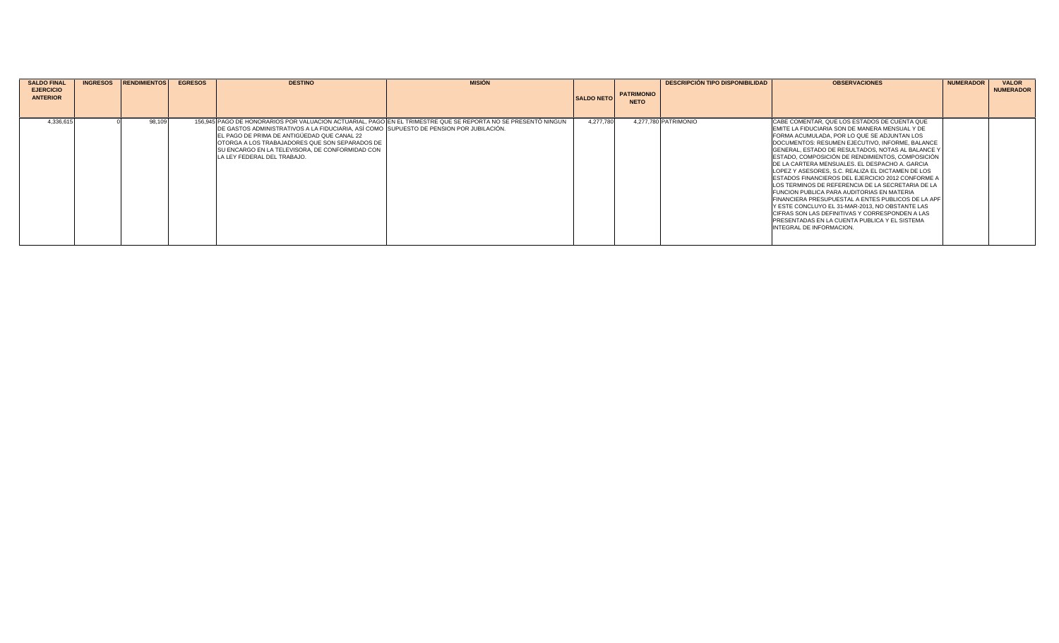| SALDO FINAL EJERCICIO ANTERIOR | INGRESOS | RENDIMIENTOS | EGRESOS | DESTINO | MISIÓN | SALDO NETO | PATRIMONIO NETO | DESCRIPCIÓN TIPO DISPONIBILIDAD | OBSERVACIONES | NUMERADOR | VALOR NUMERADOR |
|---|---|---|---|---|---|---|---|---|---|---|---|
| 4,336,615 | 0 | 98,109 | 156,945 | PAGO DE HONORARIOS POR VALUACION ACTUARIAL, PAGO DE GASTOS ADMINISTRATIVOS A LA FIDUCIARIA, ASÍ COMO EL PAGO DE PRIMA DE ANTIGÜEDAD QUE CANAL 22 OTORGA A LOS TRABAJADORES QUE SON SEPARADOS DE SU ENCARGO EN LA TELEVISORA, DE CONFORMIDAD CON LA LEY FEDERAL DEL TRABAJO. | EN EL TRIMESTRE QUE SE REPORTA NO SE PRESENTÓ NINGUN SUPUESTO DE PENSION POR JUBILACIÓN. | 4,277,780 | 4,277,780 | PATRIMONIO | CABE COMENTAR, QUE LOS ESTADOS DE CUENTA QUE EMITE LA FIDUCIARIA SON DE MANERA MENSUAL Y DE FORMA ACUMULADA, POR LO QUE SE ADJUNTAN LOS DOCUMENTOS: RESUMEN EJECUTIVO, INFORME, BALANCE GENERAL, ESTADO DE RESULTADOS, NOTAS AL BALANCE Y ESTADO, COMPOSICIÓN DE RENDIMIENTOS, COMPOSICIÓN DE LA CARTERA MENSUALES. EL DESPACHO A. GARCIA LOPEZ Y ASESORES, S.C. REALIZA EL DICTAMEN DE LOS ESTADOS FINANCIEROS DEL EJERCICIO 2012 CONFORME A LOS TERMINOS DE REFERENCIA DE LA SECRETARIA DE LA FUNCION PUBLICA PARA AUDITORIAS EN MATERIA FINANCIERA PRESUPUESTAL A ENTES PUBLICOS DE LA APF Y ESTE CONCLUYO EL 31-MAR-2013, NO OBSTANTE LAS CIFRAS SON LAS DEFINITIVAS Y CORRESPONDEN A LAS PRESENTADAS EN LA CUENTA PUBLICA Y EL SISTEMA INTEGRAL DE INFORMACION. | | |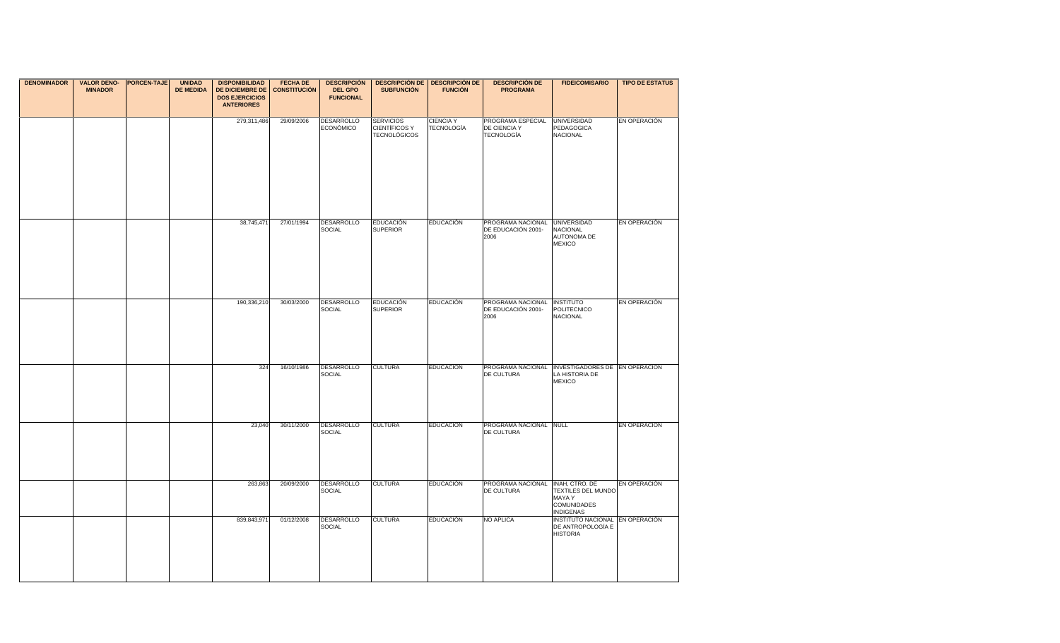| DENOMINADOR | VALOR DENO-MINADOR | PORCEN-TAJE | UNIDAD DE MEDIDA | DISPONIBILIDAD DE DICIEMBRE DE DOS EJERCICIOS ANTERIORES | FECHA DE CONSTITUCIÓN | DESCRIPCIÓN DEL GPO FUNCIONAL | DESCRIPCIÓN DE SUBFUNCIÓN | DESCRIPCIÓN DE FUNCIÓN | DESCRIPCIÓN DE PROGRAMA | FIDEICOMISARIO | TIPO DE ESTATUS |
|---|---|---|---|---|---|---|---|---|---|---|---|
| | | | | 279,311,486 | 29/09/2006 | DESARROLLO ECONÓMICO | SERVICIOS CIENTÍFICOS Y TECNOLÓGICOS | CIENCIA Y TECNOLOGÍA | PROGRAMA ESPECIAL DE CIENCIA Y TECNOLOGÍA | UNIVERSIDAD PEDAGOGICA NACIONAL | EN OPERACIÓN |
| | | | | 38,745,471 | 27/01/1994 | DESARROLLO SOCIAL | EDUCACIÓN SUPERIOR | EDUCACIÓN | PROGRAMA NACIONAL DE EDUCACIÓN 2001-2006 | UNIVERSIDAD NACIONAL AUTONOMA DE MEXICO | EN OPERACIÓN |
| | | | | 190,336,210 | 30/03/2000 | DESARROLLO SOCIAL | EDUCACIÓN SUPERIOR | EDUCACIÓN | PROGRAMA NACIONAL DE EDUCACIÓN 2001-2006 | INSTITUTO POLITECNICO NACIONAL | EN OPERACIÓN |
| | | | | 324 | 16/10/1986 | DESARROLLO SOCIAL | CULTURA | EDUCACIÓN | PROGRAMA NACIONAL DE CULTURA | INVESTIGADORES DE LA HISTORIA DE MEXICO | EN OPERACIÓN |
| | | | | 23,040 | 30/11/2000 | DESARROLLO SOCIAL | CULTURA | EDUCACIÓN | PROGRAMA NACIONAL DE CULTURA | NULL | EN OPERACIÓN |
| | | | | 263,863 | 20/09/2000 | DESARROLLO SOCIAL | CULTURA | EDUCACIÓN | PROGRAMA NACIONAL DE CULTURA | INAH, CTRO. DE TEXTILES DEL MUNDO MAYA Y COMUNIDADES INDIGENAS | EN OPERACIÓN |
| | | | | 839,843,971 | 01/12/2008 | DESARROLLO SOCIAL | CULTURA | EDUCACIÓN | NO APLICA | INSTITUTO NACIONAL DE ANTROPOLOGÍA E HISTORIA | EN OPERACIÓN |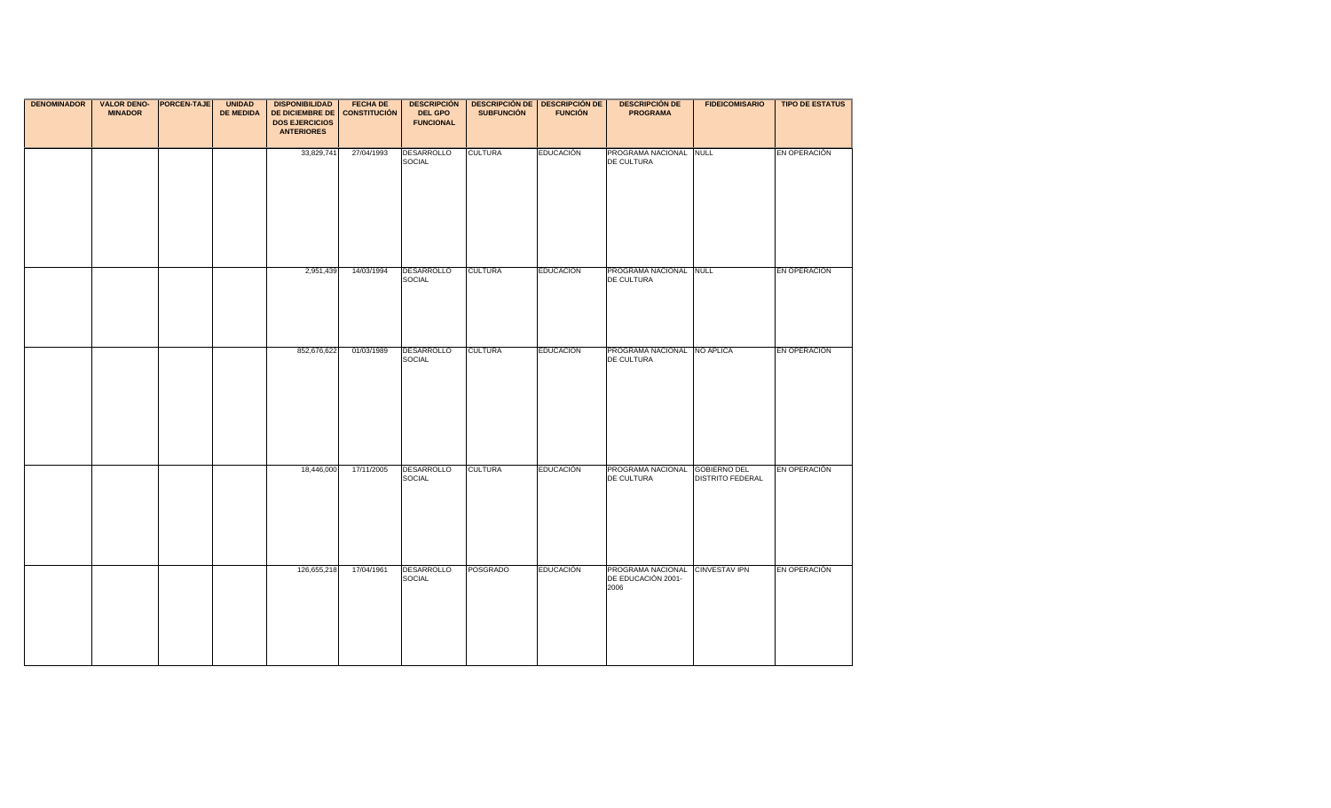| DENOMINADOR | VALOR DENO-MINADOR | PORCEN-TAJE | UNIDAD DE MEDIDA | DISPONIBILIDAD DE DICIEMBRE DE DOS EJERCICIOS ANTERIORES | FECHA DE CONSTITUCIÓN | DESCRIPCIÓN DEL GPO FUNCIONAL | DESCRIPCIÓN DE SUBFUNCIÓN | DESCRIPCIÓN DE FUNCIÓN | DESCRIPCIÓN DE PROGRAMA | FIDEICOMISARIO | TIPO DE ESTATUS |
|---|---|---|---|---|---|---|---|---|---|---|---|
| | | | | 33,829,741 | 27/04/1993 | DESARROLLO SOCIAL | CULTURA | EDUCACIÓN | PROGRAMA NACIONAL DE CULTURA | NULL | EN OPERACIÓN |
| | | | | 2,951,439 | 14/03/1994 | DESARROLLO SOCIAL | CULTURA | EDUCACIÓN | PROGRAMA NACIONAL DE CULTURA | NULL | EN OPERACIÓN |
| | | | | 852,676,622 | 01/03/1989 | DESARROLLO SOCIAL | CULTURA | EDUCACIÓN | PROGRAMA NACIONAL DE CULTURA | NO APLICA | EN OPERACIÓN |
| | | | | 18,446,000 | 17/11/2005 | DESARROLLO SOCIAL | CULTURA | EDUCACIÓN | PROGRAMA NACIONAL DE CULTURA | GOBIERNO DEL DISTRITO FEDERAL | EN OPERACIÓN |
| | | | | 126,655,218 | 17/04/1961 | DESARROLLO SOCIAL | POSGRADO | EDUCACIÓN | PROGRAMA NACIONAL DE EDUCACIÓN 2001-2006 | CINVESTAV IPN | EN OPERACIÓN |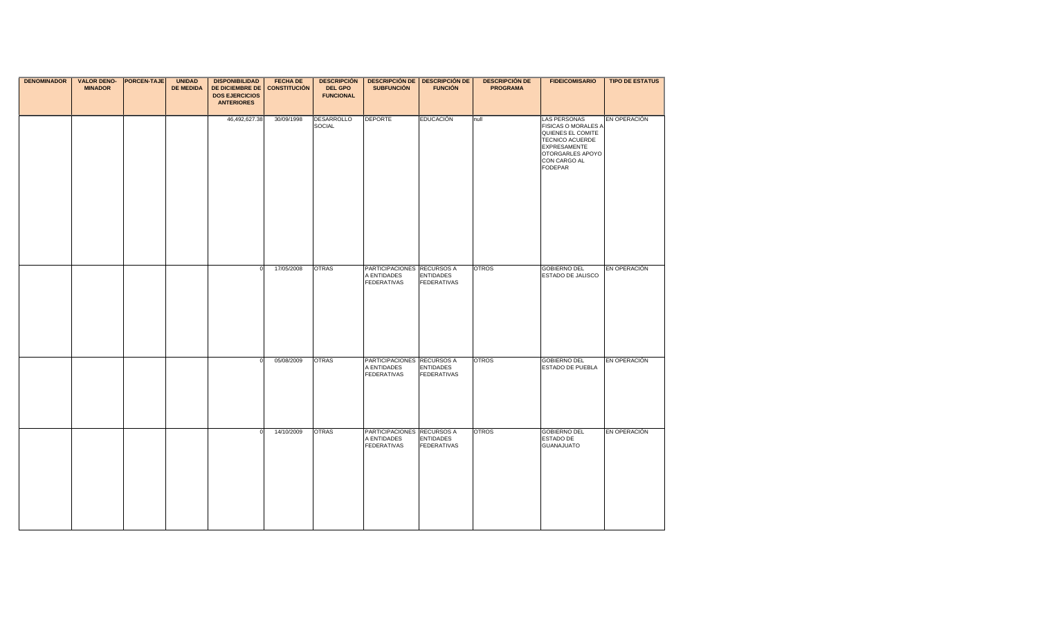| DENOMINADOR | VALOR DENO-MINADOR | PORCEN-TAJE | UNIDAD DE MEDIDA | DISPONIBILIDAD DE DICIEMBRE DE DOS EJERCICIOS ANTERIORES | FECHA DE CONSTITUCIÓN | DESCRIPCIÓN DEL GPO FUNCIONAL | DESCRIPCIÓN DE SUBFUNCIÓN | DESCRIPCIÓN DE FUNCIÓN | DESCRIPCIÓN DE PROGRAMA | FIDEICOMISARIO | TIPO DE ESTATUS |
|---|---|---|---|---|---|---|---|---|---|---|---|
| | | | | 46,492,627.38 | 30/09/1998 | DESARROLLO SOCIAL | DEPORTE | EDUCACIÓN | null | LAS PERSONAS FISICAS O MORALES A QUIENES EL COMITE TECNICO ACUERDE EXPRESAMENTE OTORGARLES APOYO CON CARGO AL FODEPAR | EN OPERACIÓN |
| | | | | 0 | 17/05/2008 | OTRAS | PARTICIPACIONES A ENTIDADES FEDERATIVAS | RECURSOS A ENTIDADES FEDERATIVAS | OTROS | GOBIERNO DEL ESTADO DE JALISCO | EN OPERACIÓN |
| | | | | 0 | 05/08/2009 | OTRAS | PARTICIPACIONES A ENTIDADES FEDERATIVAS | RECURSOS A ENTIDADES FEDERATIVAS | OTROS | GOBIERNO DEL ESTADO DE PUEBLA | EN OPERACIÓN |
| | | | | 0 | 14/10/2009 | OTRAS | PARTICIPACIONES A ENTIDADES FEDERATIVAS | RECURSOS A ENTIDADES FEDERATIVAS | OTROS | GOBIERNO DEL ESTADO DE GUANAJUATO | EN OPERACIÓN |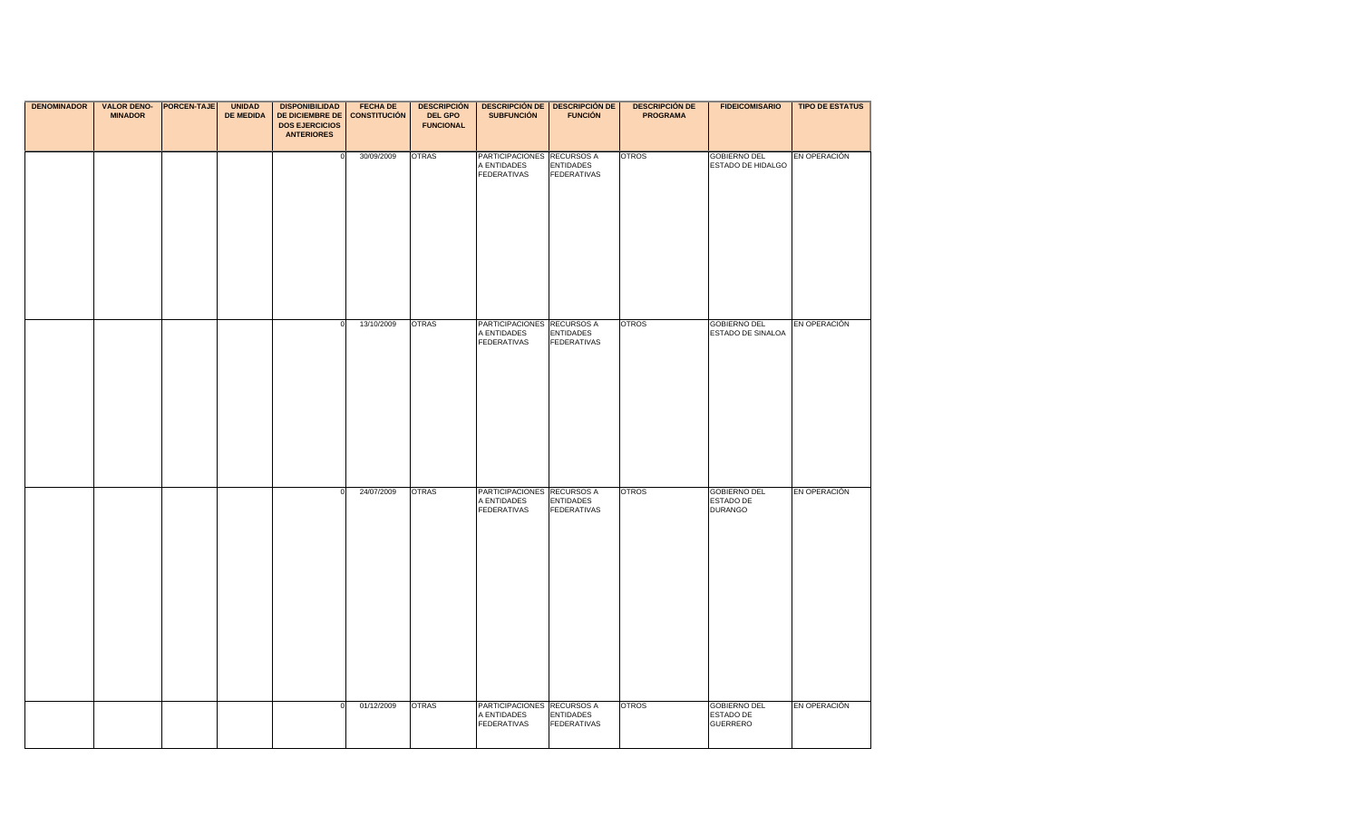| DENOMINADOR | VALOR DENO-MINADOR | PORCEN-TAJE | UNIDAD DE MEDIDA | DISPONIBILIDAD DE DICIEMBRE DE DOS EJERCICIOS ANTERIORES | FECHA DE CONSTITUCIÓN | DESCRIPCIÓN DEL GPO FUNCIONAL | DESCRIPCIÓN DE SUBFUNCIÓN | DESCRIPCIÓN DE FUNCIÓN | DESCRIPCIÓN DE PROGRAMA | FIDEICOMISARIO | TIPO DE ESTATUS |
|---|---|---|---|---|---|---|---|---|---|---|---|
| | | | | 0 | 30/09/2009 | OTRAS | PARTICIPACIONES A ENTIDADES FEDERATIVAS | RECURSOS A ENTIDADES FEDERATIVAS | OTROS | GOBIERNO DEL ESTADO DE HIDALGO | EN OPERACIÓN |
| | | | | 0 | 13/10/2009 | OTRAS | PARTICIPACIONES A ENTIDADES FEDERATIVAS | RECURSOS A ENTIDADES FEDERATIVAS | OTROS | GOBIERNO DEL ESTADO DE SINALOA | EN OPERACIÓN |
| | | | | 0 | 24/07/2009 | OTRAS | PARTICIPACIONES A ENTIDADES FEDERATIVAS | RECURSOS A ENTIDADES FEDERATIVAS | OTROS | GOBIERNO DEL ESTADO DE DURANGO | EN OPERACIÓN |
| | | | | 0 | 01/12/2009 | OTRAS | PARTICIPACIONES A ENTIDADES FEDERATIVAS | RECURSOS A ENTIDADES FEDERATIVAS | OTROS | GOBIERNO DEL ESTADO DE GUERRERO | EN OPERACIÓN |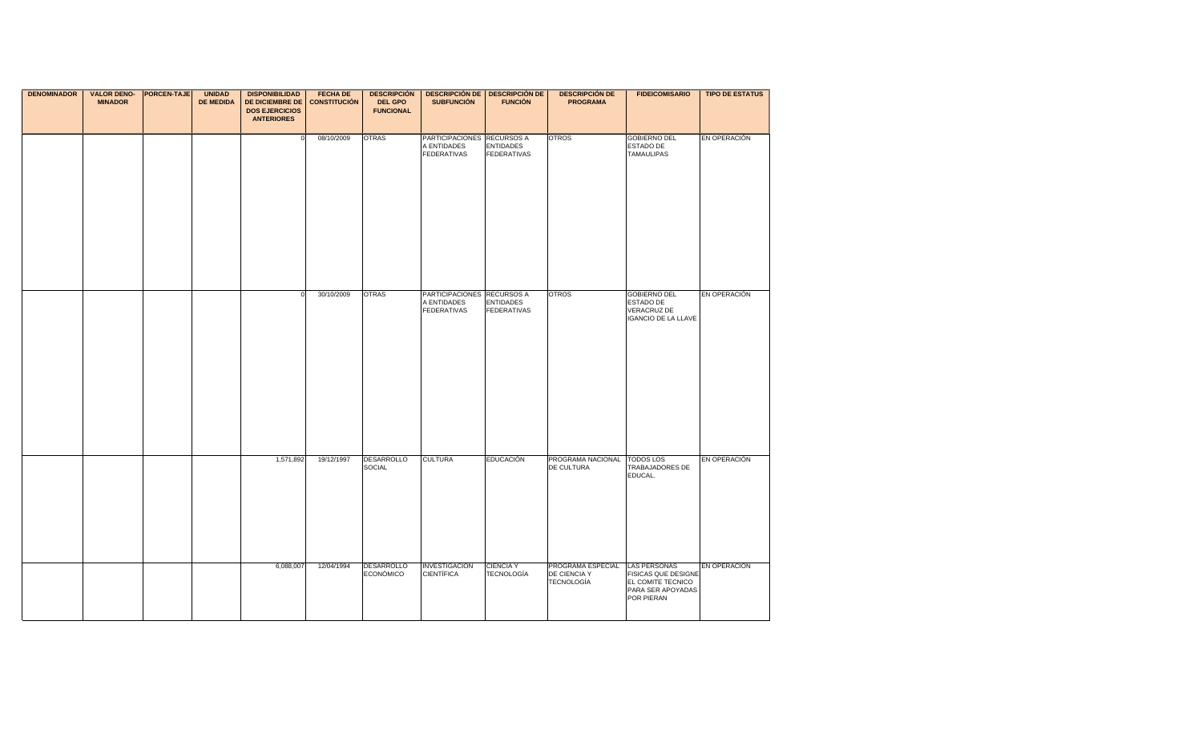| DENOMINADOR | VALOR DENO-MINADOR | PORCEN-TAJE | UNIDAD DE MEDIDA | DISPONIBILIDAD DE DICIEMBRE DE DOS EJERCICIOS ANTERIORES | FECHA DE CONSTITUCIÓN | DESCRIPCIÓN DEL GPO FUNCIONAL | DESCRIPCIÓN DE SUBFUNCIÓN | DESCRIPCIÓN DE FUNCIÓN | DESCRIPCIÓN DE PROGRAMA | FIDEICOMISARIO | TIPO DE ESTATUS |
|---|---|---|---|---|---|---|---|---|---|---|---|
| | | | | 0 | 08/10/2009 | OTRAS | PARTICIPACIONES A ENTIDADES FEDERATIVAS | RECURSOS A ENTIDADES FEDERATIVAS | OTROS | GOBIERNO DEL ESTADO DE TAMAULIPAS | EN OPERACIÓN |
| | | | | 0 | 30/10/2009 | OTRAS | PARTICIPACIONES A ENTIDADES FEDERATIVAS | RECURSOS A ENTIDADES FEDERATIVAS | OTROS | GOBIERNO DEL ESTADO DE VERACRUZ DE IGANCIO DE LA LLAVE | EN OPERACIÓN |
| | | | | 1,571,892 | 19/12/1997 | DESARROLLO SOCIAL | CULTURA | EDUCACIÓN | PROGRAMA NACIONAL DE CULTURA | TODOS LOS TRABAJADORES DE EDUCAL. | EN OPERACIÓN |
| | | | | 6,088,007 | 12/04/1994 | DESARROLLO ECONÓMICO | INVESTIGACIÓN CIENTÍFICA | CIENCIA Y TECNOLOGÍA | PROGRAMA ESPECIAL DE CIENCIA Y TECNOLOGÍA | LAS PERSONAS FISICAS QUE DESIGNE EL COMITE TECNICO PARA SER APOYADAS POR PIERAN | EN OPERACIÓN |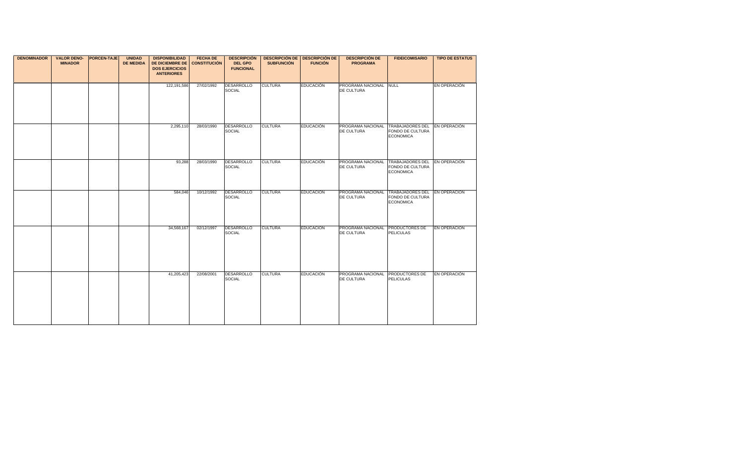| DENOMINADOR | VALOR DENO-MINADOR | PORCEN-TAJE | UNIDAD DE MEDIDA | DISPONIBILIDAD DE DICIEMBRE DE DOS EJERCICIOS ANTERIORES | FECHA DE CONSTITUCIÓN | DESCRIPCIÓN DEL GPO FUNCIONAL | DESCRIPCIÓN DE SUBFUNCIÓN | DESCRIPCIÓN DE FUNCIÓN | DESCRIPCIÓN DE PROGRAMA | FIDEICOMISARIO | TIPO DE ESTATUS |
|---|---|---|---|---|---|---|---|---|---|---|---|
| | | | | 122,191,586 | 27/02/1992 | DESARROLLO SOCIAL | CULTURA | EDUCACIÓN | PROGRAMA NACIONAL DE CULTURA | NULL | EN OPERACIÓN |
| | | | | 2,295,110 | 28/03/1990 | DESARROLLO SOCIAL | CULTURA | EDUCACIÓN | PROGRAMA NACIONAL DE CULTURA | TRABAJADORES DEL FONDO DE CULTURA ECONOMICA | EN OPERACIÓN |
| | | | | 93,288 | 28/03/1990 | DESARROLLO SOCIAL | CULTURA | EDUCACIÓN | PROGRAMA NACIONAL DE CULTURA | TRABAJADORES DEL FONDO DE CULTURA ECONOMICA | EN OPERACIÓN |
| | | | | 584,046 | 10/12/1992 | DESARROLLO SOCIAL | CULTURA | EDUCACIÓN | PROGRAMA NACIONAL DE CULTURA | TRABAJADORES DEL FONDO DE CULTURA ECONOMICA | EN OPERACIÓN |
| | | | | 34,568,167 | 02/12/1997 | DESARROLLO SOCIAL | CULTURA | EDUCACIÓN | PROGRAMA NACIONAL DE CULTURA | PRODUCTORES DE PELICULAS | EN OPERACIÓN |
| | | | | 41,205,423 | 22/08/2001 | DESARROLLO SOCIAL | CULTURA | EDUCACIÓN | PROGRAMA NACIONAL DE CULTURA | PRODUCTORES DE PELICULAS | EN OPERACIÓN |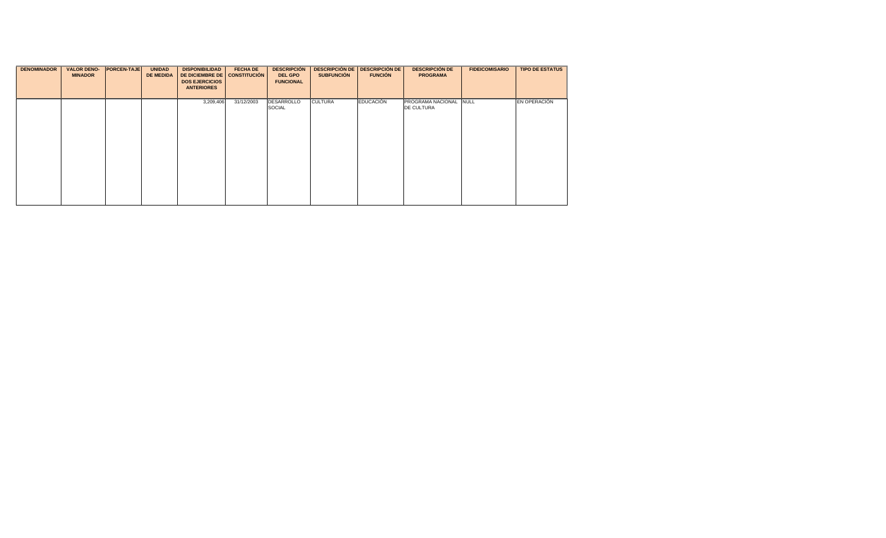| DENOMINADOR | VALOR DENO-MINADOR | PORCEN-TAJE | UNIDAD DE MEDIDA | DISPONIBILIDAD DE DICIEMBRE DE DOS EJERCICIOS ANTERIORES | FECHA DE CONSTITUCIÓN | DESCRIPCIÓN DEL GPO FUNCIONAL | DESCRIPCIÓN DE SUBFUNCIÓN | DESCRIPCIÓN DE FUNCIÓN | DESCRIPCIÓN DE PROGRAMA | FIDEICOMISARIO | TIPO DE ESTATUS |
|---|---|---|---|---|---|---|---|---|---|---|---|
| | | | | 3,209,406 | 31/12/2003 | DESARROLLO SOCIAL | CULTURA | EDUCACIÓN | PROGRAMA NACIONAL DE CULTURA | NULL | EN OPERACIÓN |